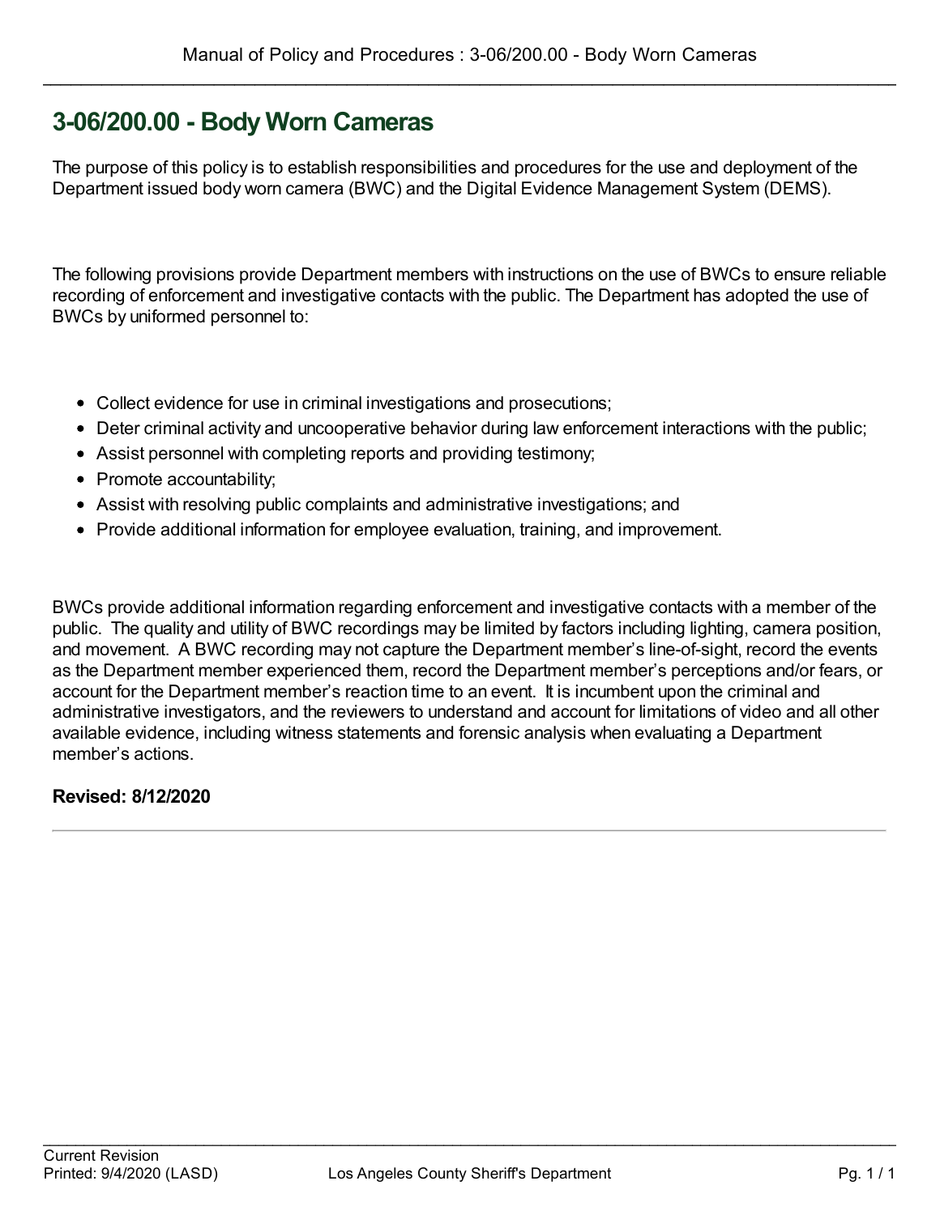# 3-06/200.00 - Body Worn Cameras

The purpose of this policy is to establish responsibilities and procedures for the use and deployment of the Department issued body worn camera (BWC) and the Digital Evidence Management System (DEMS).

The following provisions provide Department members with instructions on the use of BWCs to ensure reliable recording of enforcement and investigative contacts with the public. The Department has adopted the use of BWCs by uniformed personnel to:

- Collect evidence for use in criminal investigations and prosecutions;
- Deter criminal activity and uncooperative behavior during law enforcement interactions with the public;
- Assist personnel with completing reports and providing testimony;
- Promote accountability;
- Assist with resolving public complaints and administrative investigations; and
- Provide additional information for employee evaluation, training, and improvement.

BWCs provide additional information regarding enforcement and investigative contacts with a member of the public. The quality and utility of BWC recordings may be limited by factors including lighting, camera position, and movement. A BWC recording may not capture the Department member's line-of-sight, record the events as the Department member experienced them, record the Department member's perceptions and/or fears, or account for the Department member's reaction time to an event. It is incumbent upon the criminal and administrative investigators, and the reviewers to understand and account for limitations of video and all other available evidence, including witness statements and forensic analysis when evaluating a Department member's actions.

**Revised: 8/12/2020**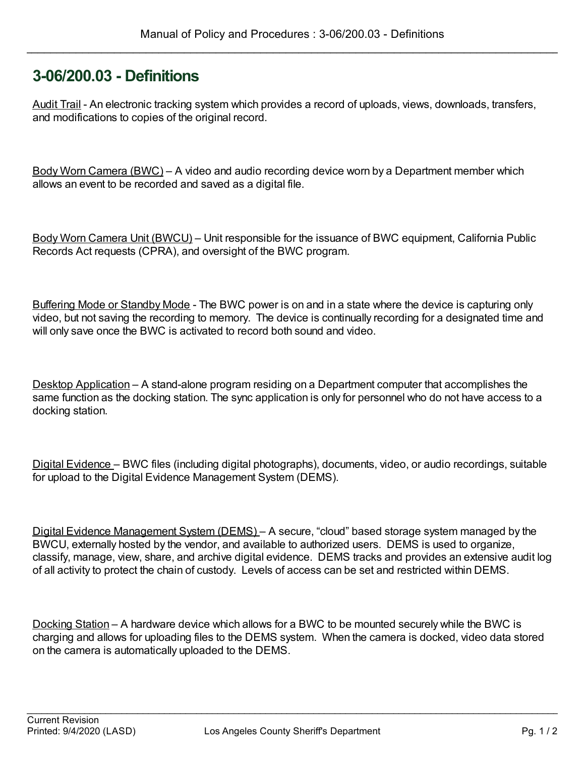# 3-06/200.03 - Definitions

<u>Audit Trail</u> - An electronic tracking system which provides a record of uploads, views, downloads, transfers, and modifications to copies of the original record.

<u>Body Worn Camera (BWC)</u> – A video and audio recording device worn by a Department member which allows an event to be recorded and saved as a digital file.

<u>Body Worn Camera Unit (BWCU)</u> – Unit responsible for the issuance of BWC equipment, California Public Records Act requests (CPRA), and oversight of the BWC program.

<u>Buffering Mode or Standby Mode</u> - The BWC power is on and in a state where the device is capturing only video, but not saving the recording to memory. The device is continually recording for a designated time and will only save once the BWC is activated to record both sound and video.

<u>Desktop Application</u> – A stand-alone program residing on a Department computer that accomplishes the same function as the docking station. The sync application is only for personnel who do not have access to a docking station.

<u>Digital Evidence</u> – BWC files (including digital photographs), documents, video, or audio recordings, suitable for upload to the Digital Evidence Management System (DEMS).

<u>Digital Evidence Management System (DEMS)</u> – A secure, "cloud" based storage system managed by the BWCU, externally hosted by the vendor, and available to authorized users. DEMS is used to organize, classify, manage, view, share, and archive digital evidence. DEMS tracks and provides an extensive audit log of all activity to protect the chain of custody. Levels of access can be set and restricted within DEMS.

<u>Docking Station</u> – A hardware device which allows for a BWC to be mounted securely while the BWC is charging and allows for uploading files to the DEMS system. When the camera is docked, video data stored on the camera is automatically uploaded to the DEMS.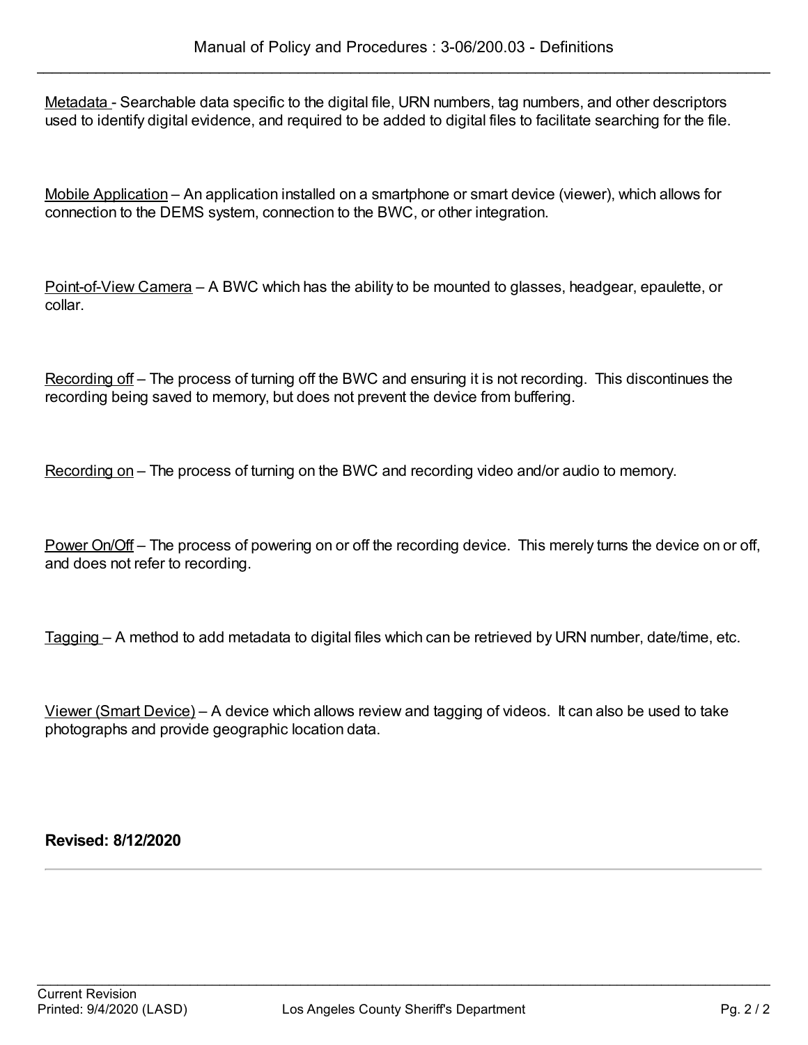Metadata - Searchable data specific to the digital file, URN numbers, tag numbers, and other descriptors used to identify digital evidence, and required to be added to digital files to facilitate searching for the file.

Mobile Application – An application installed on a smartphone or smart device (viewer), which allows for connection to the DEMS system, connection to the BWC, or other integration.

Point-of-View Camera – A BWC which has the ability to be mounted to glasses, headgear, epaulette, or collar.

Recording off – The process of turning off the BWC and ensuring it is not recording. This discontinues the recording being saved to memory, but does not prevent the device from buffering.

Recording on – The process of turning on the BWC and recording video and/or audio to memory.

Power On/Off – The process of powering on or off the recording device. This merely turns the device on or off, and does not refer to recording.

Tagging – A method to add metadata to digital files which can be retrieved by URN number, date/time, etc.

Viewer (Smart Device) – A device which allows review and tagging of videos. It can also be used to take photographs and provide geographic location data.

**Revised: 8/12/2020**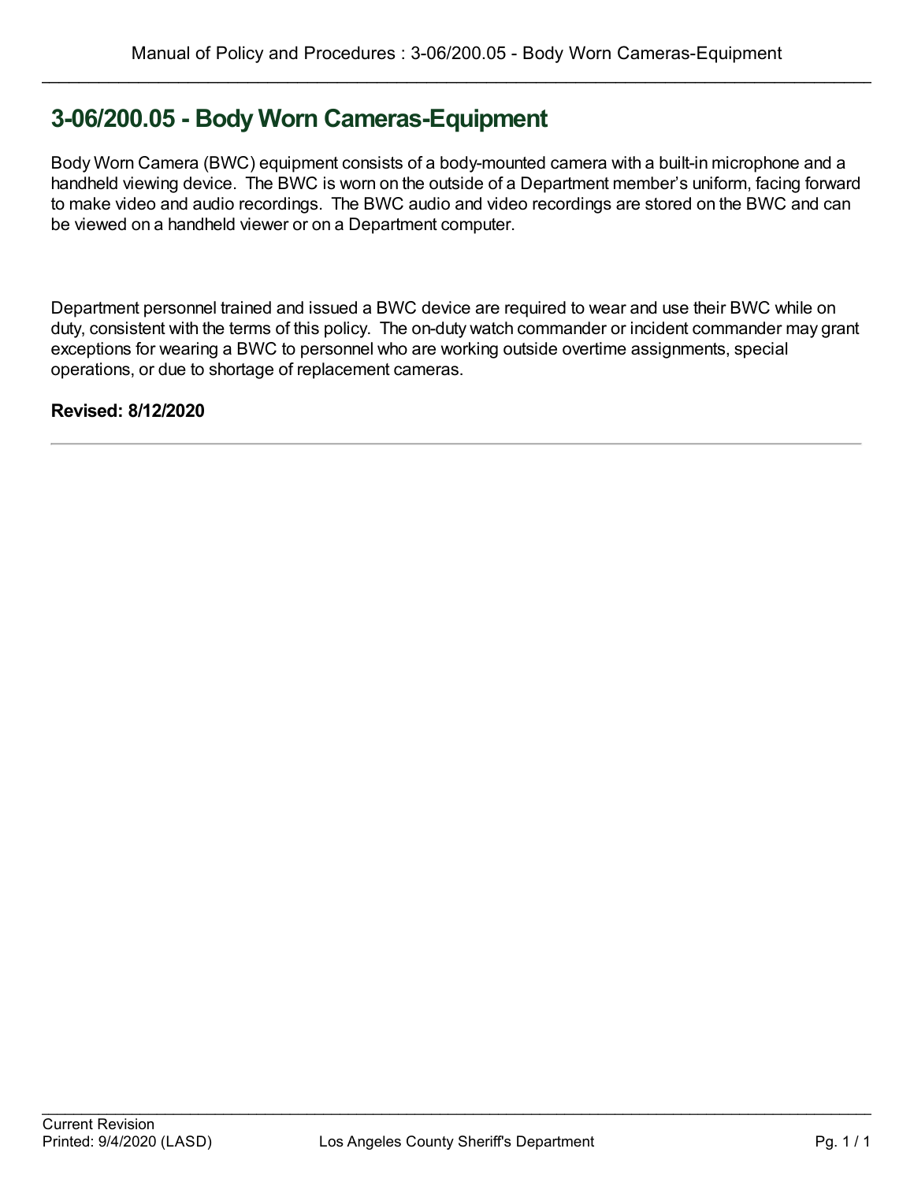# 3-06/200.05 - Body Worn Cameras-Equipment

Body Worn Camera (BWC) equipment consists of a body-mounted camera with a built-in microphone and a handheld viewing device. The BWC is worn on the outside of a Department member's uniform, facing forward to make video and audio recordings. The BWC audio and video recordings are stored on the BWC and can be viewed on a handheld viewer or on a Department computer.

Department personnel trained and issued a BWC device are required to wear and use their BWC while on duty, consistent with the terms of this policy. The on-duty watch commander or incident commander may grant exceptions for wearing a BWC to personnel who are working outside overtime assignments, special operations, or due to shortage of replacement cameras.

**Revised: 8/12/2020**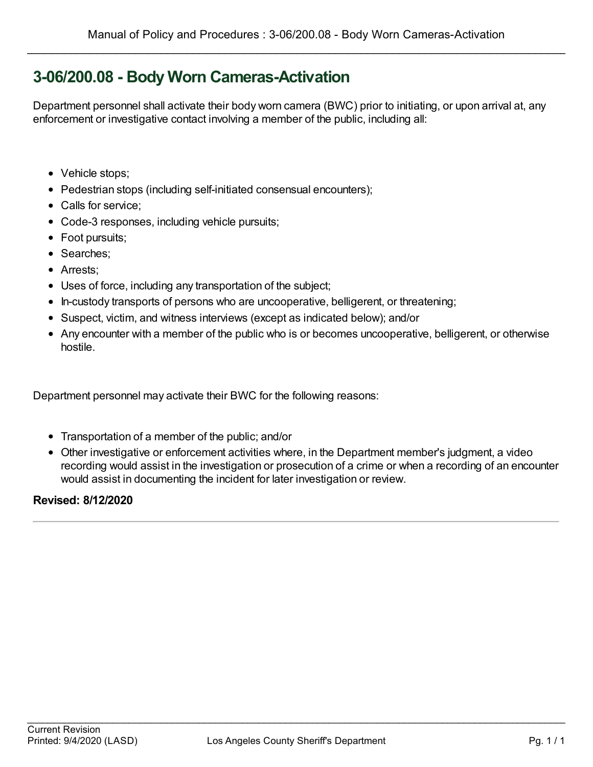# 3-06/200.08 - Body Worn Cameras-Activation

Department personnel shall activate their body worn camera (BWC) prior to initiating, or upon arrival at, any enforcement or investigative contact involving a member of the public, including all:

- Vehicle stops;
- Pedestrian stops (including self-initiated consensual encounters);
- Calls for service;
- Code-3 responses, including vehicle pursuits;
- Foot pursuits;
- Searches;
- Arrests;
- Uses of force, including any transportation of the subject;
- In-custody transports of persons who are uncooperative, belligerent, or threatening;
- Suspect, victim, and witness interviews (except as indicated below); and/or
- Any encounter with a member of the public who is or becomes uncooperative, belligerent, or otherwise hostile.

Department personnel may activate their BWC for the following reasons:

- Transportation of a member of the public; and/or
- Other investigative or enforcement activities where, in the Department member's judgment, a video recording would assist in the investigation or prosecution of a crime or when a recording of an encounter would assist in documenting the incident for later investigation or review.

**Revised: 8/12/2020**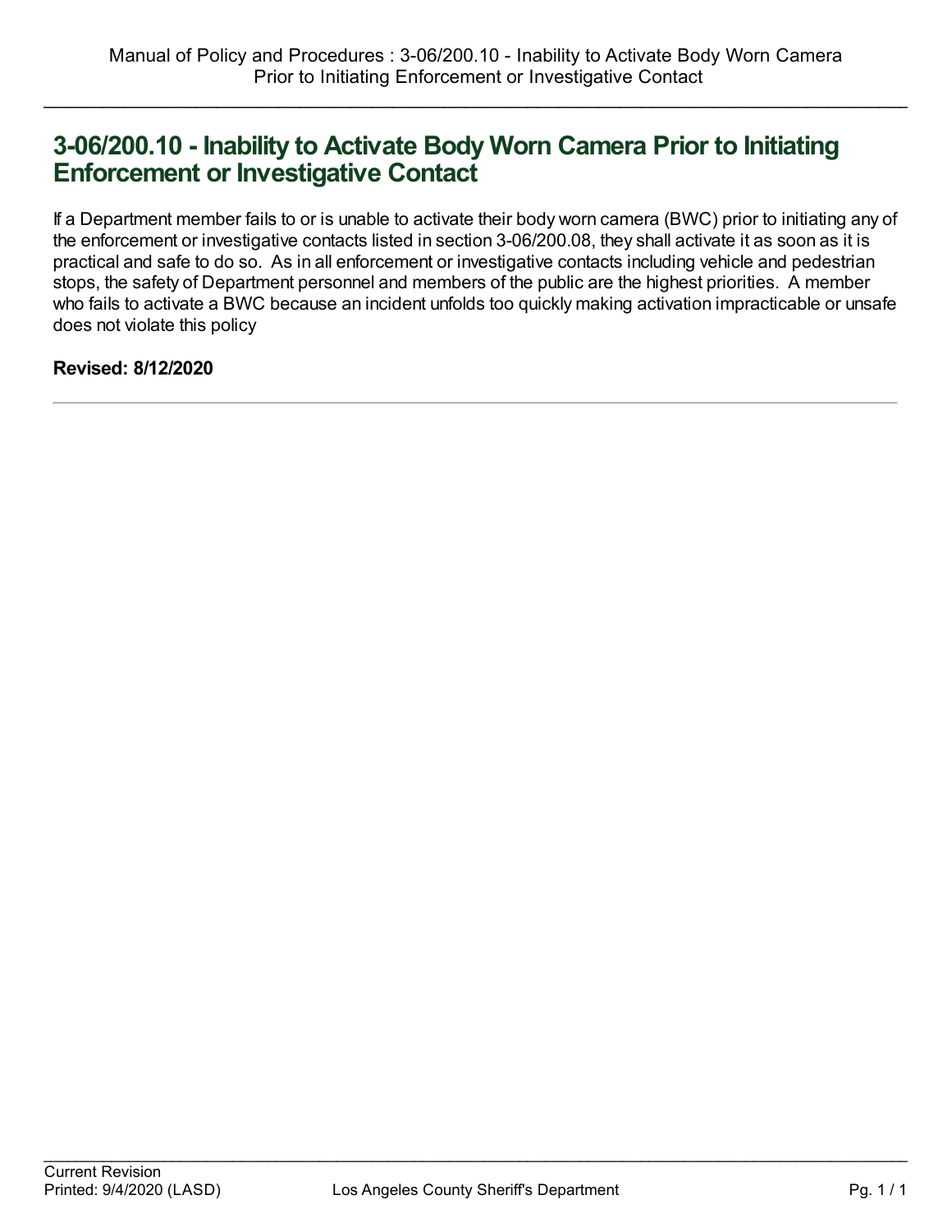# 3-06/200.10 - Inability to Activate Body Worn Camera Prior to Initiating Enforcement or Investigative Contact

If a Department member fails to or is unable to activate their body worn camera (BWC) prior to initiating any of the enforcement or investigative contacts listed in section 3-06/200.08, they shall activate it as soon as it is practical and safe to do so. As in all enforcement or investigative contacts including vehicle and pedestrian stops, the safety of Department personnel and members of the public are the highest priorities. A member who fails to activate a BWC because an incident unfolds too quickly making activation impracticable or unsafe does not violate this policy

**Revised: 8/12/2020**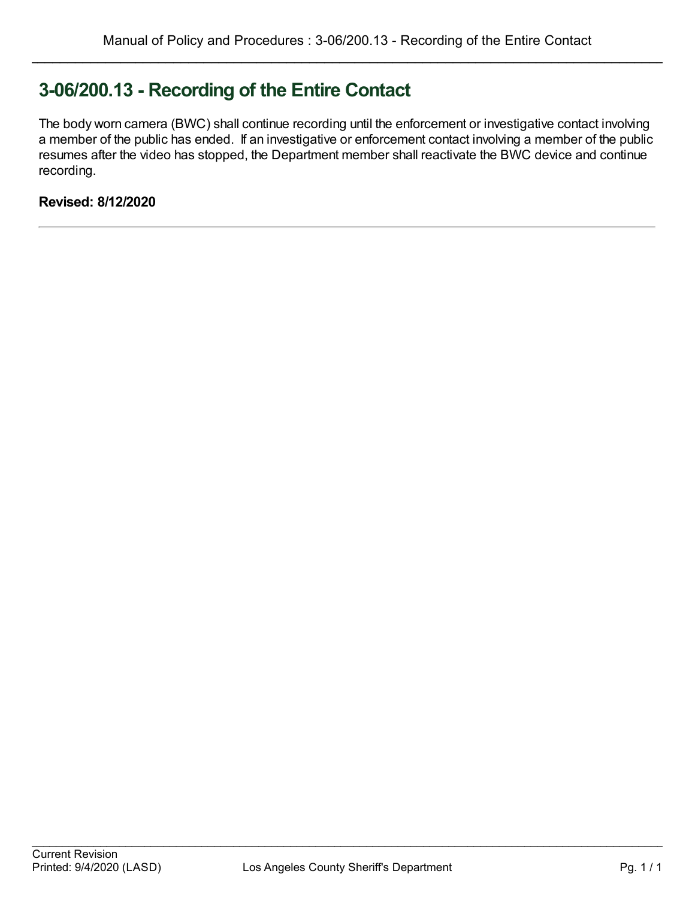# 3-06/200.13 - Recording of the Entire Contact

The body worn camera (BWC) shall continue recording until the enforcement or investigative contact involving a member of the public has ended. If an investigative or enforcement contact involving a member of the public resumes after the video has stopped, the Department member shall reactivate the BWC device and continue recording.

**Revised: 8/12/2020**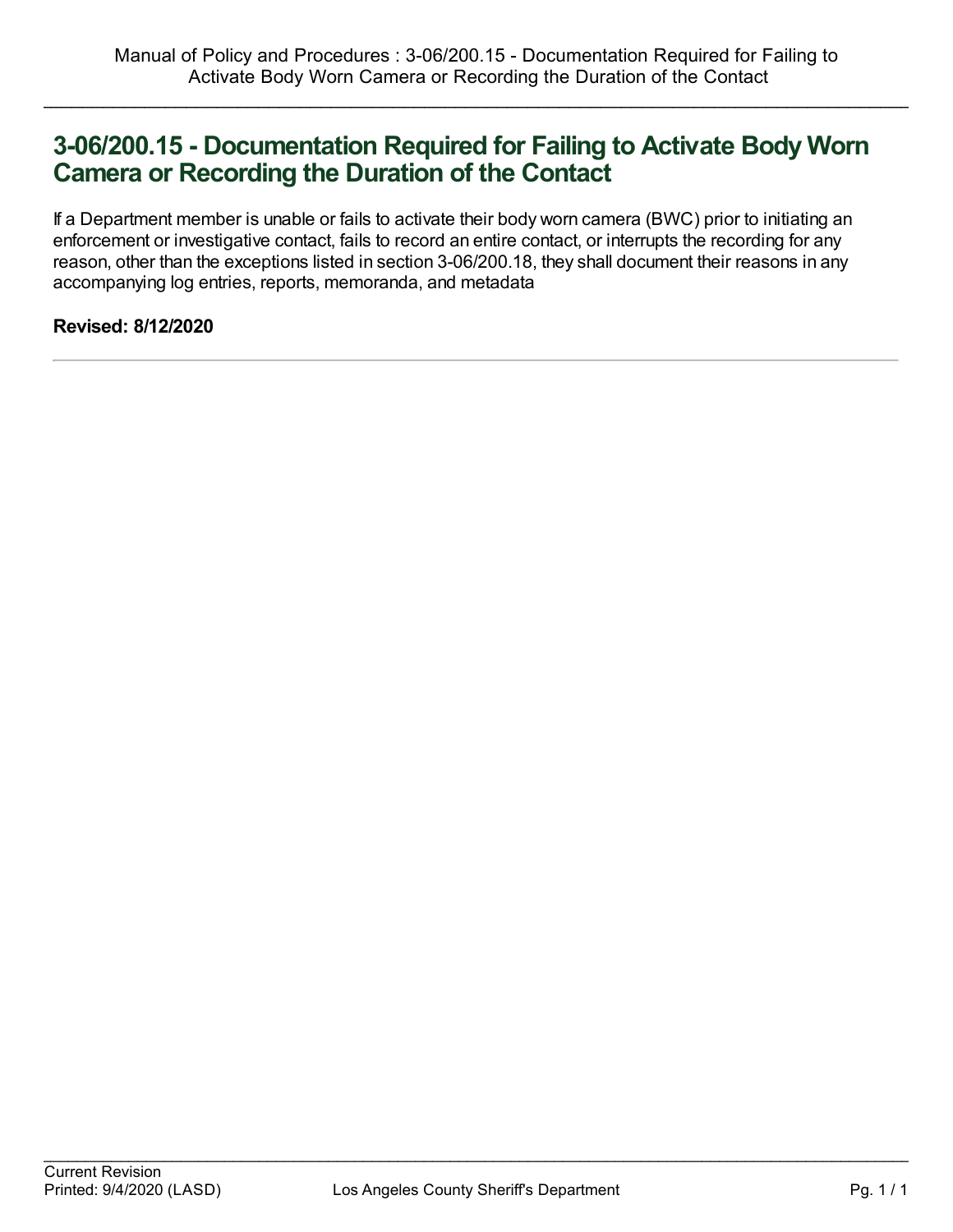# 3-06/200.15 - Documentation Required for Failing to Activate Body Worn Camera or Recording the Duration of the Contact

If a Department member is unable or fails to activate their body worn camera (BWC) prior to initiating an enforcement or investigative contact, fails to record an entire contact, or interrupts the recording for any reason, other than the exceptions listed in section 3-06/200.18, they shall document their reasons in any accompanying log entries, reports, memoranda, and metadata

**Revised: 8/12/2020**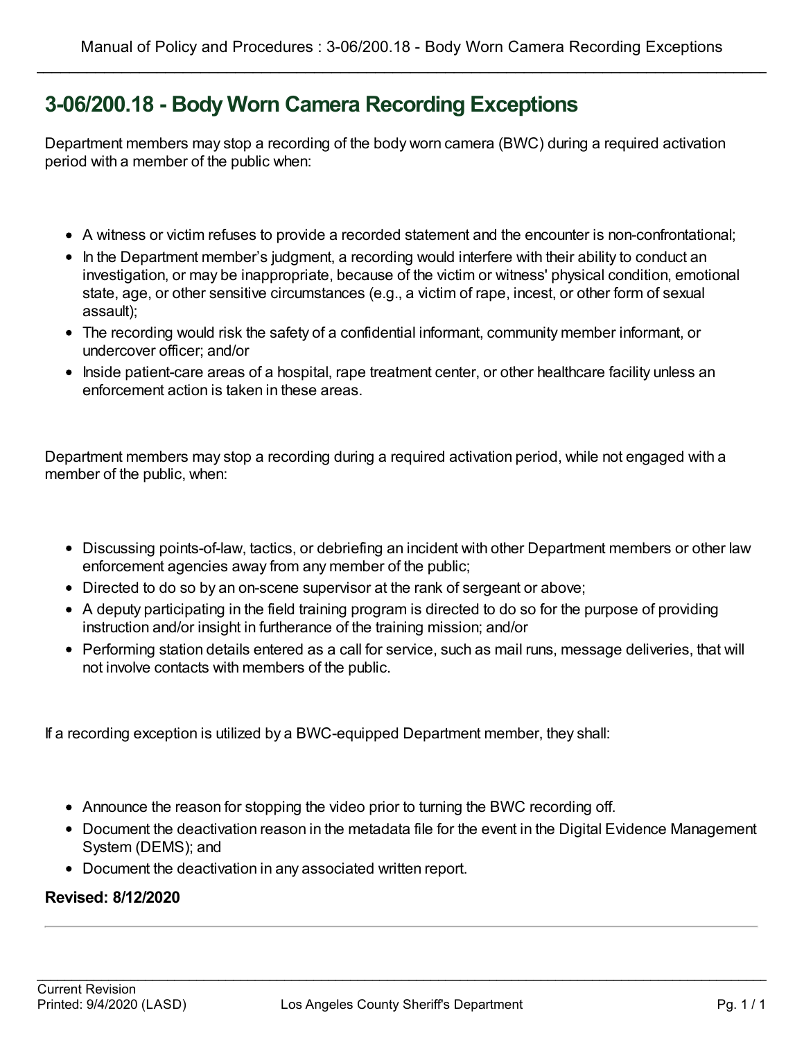# 3-06/200.18 - Body Worn Camera Recording Exceptions

Department members may stop a recording of the body worn camera (BWC) during a required activation period with a member of the public when:

- A witness or victim refuses to provide a recorded statement and the encounter is non-confrontational;
- In the Department member's judgment, a recording would interfere with their ability to conduct an investigation, or may be inappropriate, because of the victim or witness' physical condition, emotional state, age, or other sensitive circumstances (e.g., a victim of rape, incest, or other form of sexual assault);
- The recording would risk the safety of a confidential informant, community member informant, or undercover officer; and/or
- Inside patient-care areas of a hospital, rape treatment center, or other healthcare facility unless an enforcement action is taken in these areas.

Department members may stop a recording during a required activation period, while not engaged with a member of the public, when:

- Discussing points-of-law, tactics, or debriefing an incident with other Department members or other law enforcement agencies away from any member of the public;
- Directed to do so by an on-scene supervisor at the rank of sergeant or above;
- A deputy participating in the field training program is directed to do so for the purpose of providing instruction and/or insight in furtherance of the training mission; and/or
- Performing station details entered as a call for service, such as mail runs, message deliveries, that will not involve contacts with members of the public.

If a recording exception is utilized by a BWC-equipped Department member, they shall:

- Announce the reason for stopping the video prior to turning the BWC recording off.
- Document the deactivation reason in the metadata file for the event in the Digital Evidence Management System (DEMS); and
- Document the deactivation in any associated written report.

**Revised: 8/12/2020**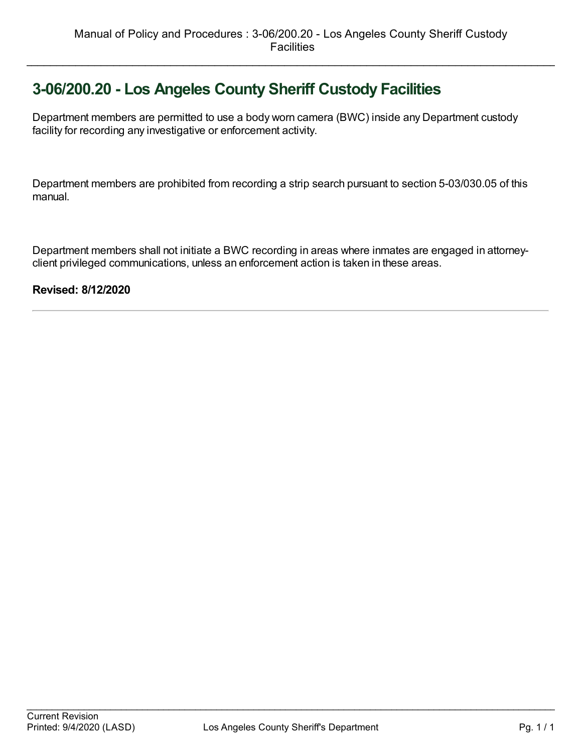# 3-06/200.20 - Los Angeles County Sheriff Custody Facilities

Department members are permitted to use a body worn camera (BWC) inside any Department custody facility for recording any investigative or enforcement activity.

Department members are prohibited from recording a strip search pursuant to section 5-03/030.05 of this manual.

Department members shall not initiate a BWC recording in areas where inmates are engaged in attorney-client privileged communications, unless an enforcement action is taken in these areas.

**Revised: 8/12/2020**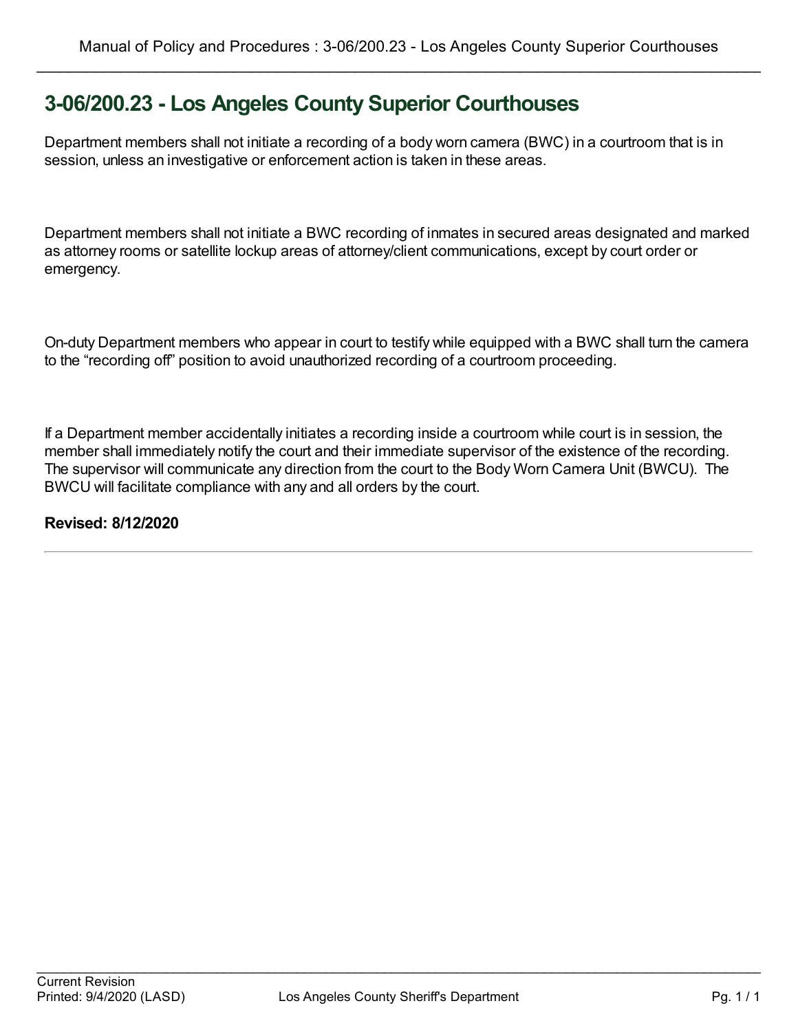# 3-06/200.23 - Los Angeles County Superior Courthouses

Department members shall not initiate a recording of a body worn camera (BWC) in a courtroom that is in session, unless an investigative or enforcement action is taken in these areas.

Department members shall not initiate a BWC recording of inmates in secured areas designated and marked as attorney rooms or satellite lockup areas of attorney/client communications, except by court order or emergency.

On-duty Department members who appear in court to testify while equipped with a BWC shall turn the camera to the "recording off" position to avoid unauthorized recording of a courtroom proceeding.

If a Department member accidentally initiates a recording inside a courtroom while court is in session, the member shall immediately notify the court and their immediate supervisor of the existence of the recording. The supervisor will communicate any direction from the court to the Body Worn Camera Unit (BWCU). The BWCU will facilitate compliance with any and all orders by the court.

**Revised: 8/12/2020**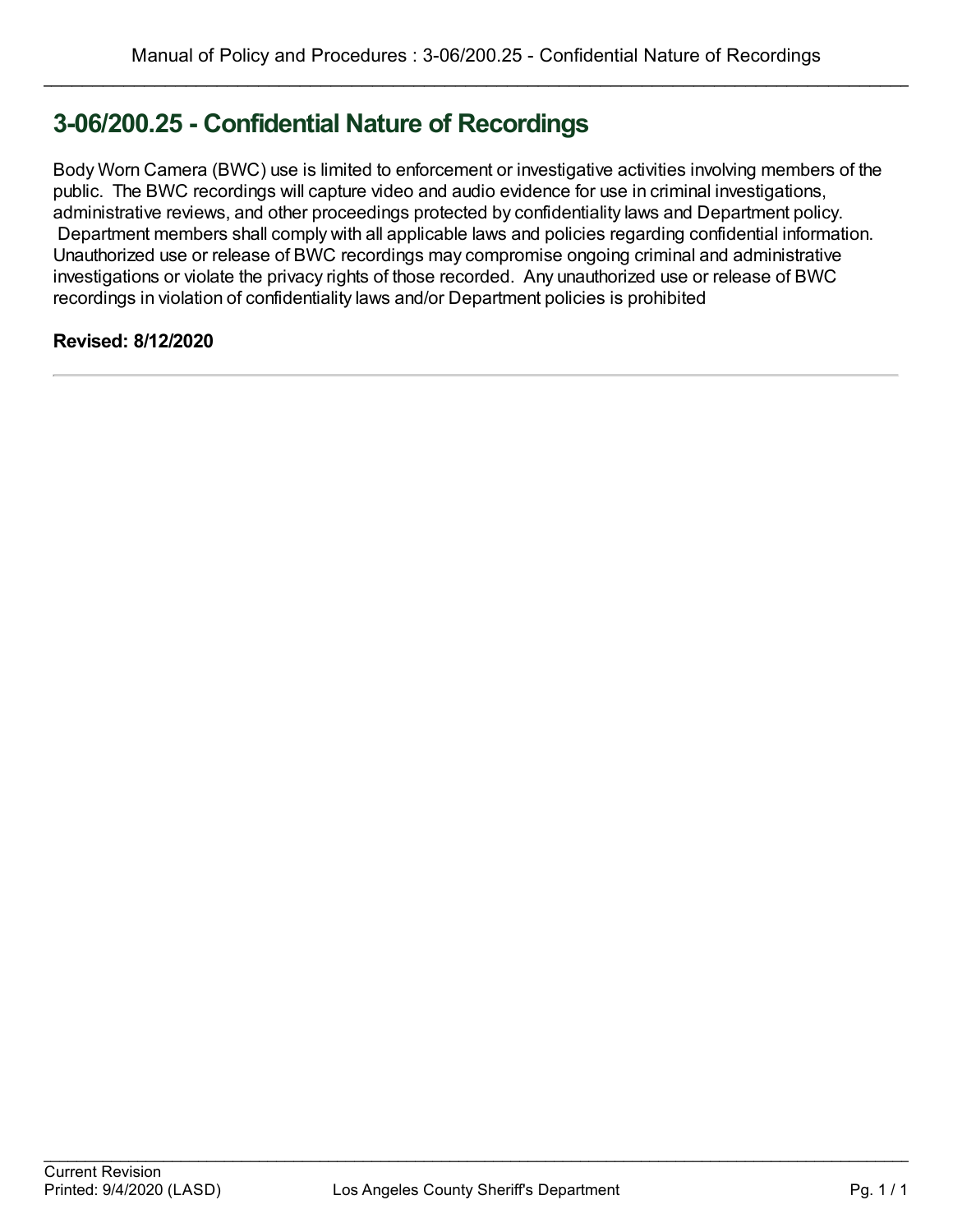## 3-06/200.25 - Confidential Nature of Recordings

Body Worn Camera (BWC) use is limited to enforcement or investigative activities involving members of the public. The BWC recordings will capture video and audio evidence for use in criminal investigations, administrative reviews, and other proceedings protected by confidentiality laws and Department policy. Department members shall comply with all applicable laws and policies regarding confidential information. Unauthorized use or release of BWC recordings may compromise ongoing criminal and administrative investigations or violate the privacy rights of those recorded. Any unauthorized use or release of BWC recordings in violation of confidentiality laws and/or Department policies is prohibited

**Revised: 8/12/2020**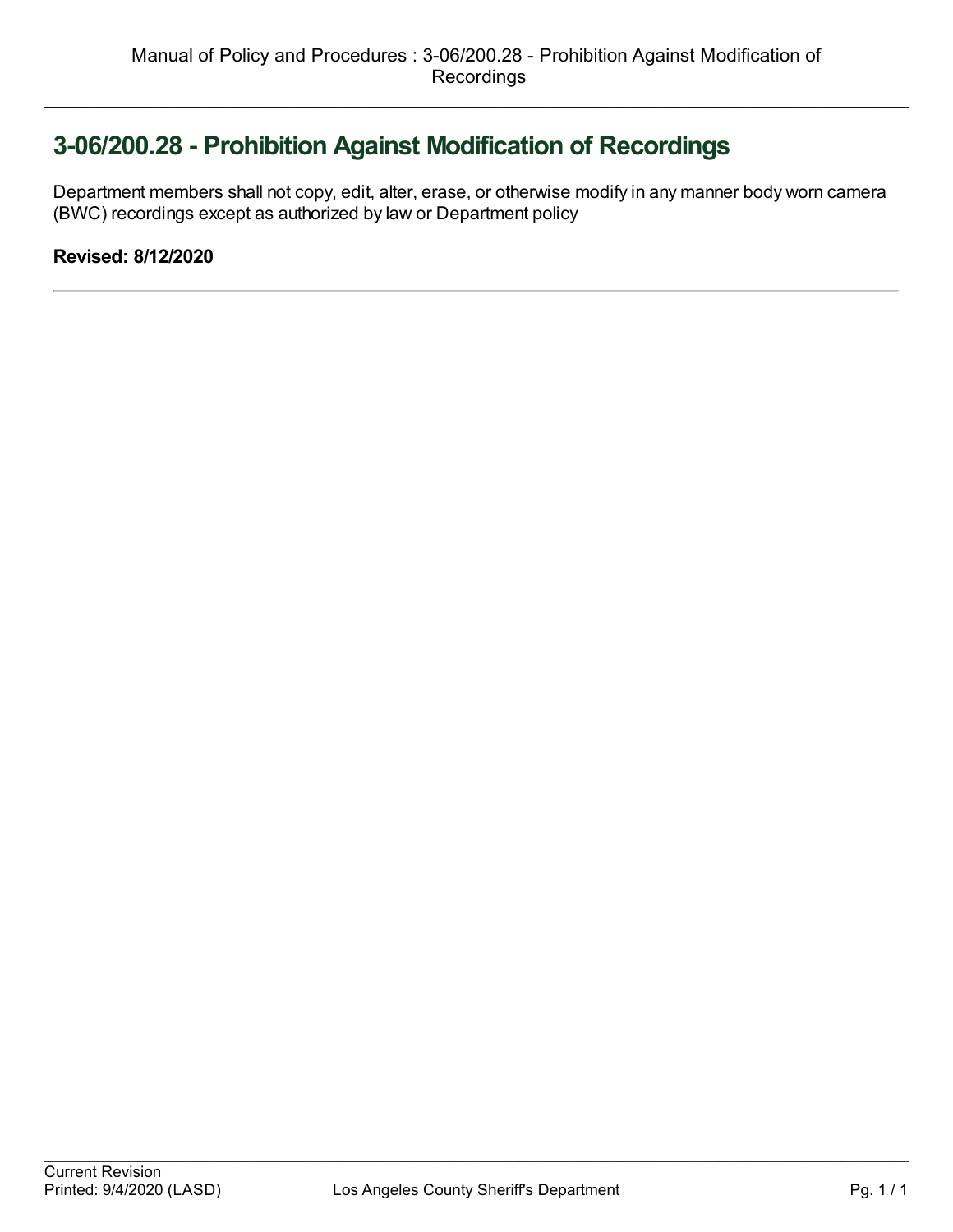# 3-06/200.28 - Prohibition Against Modification of Recordings

Department members shall not copy, edit, alter, erase, or otherwise modify in any manner body worn camera (BWC) recordings except as authorized by law or Department policy

**Revised: 8/12/2020**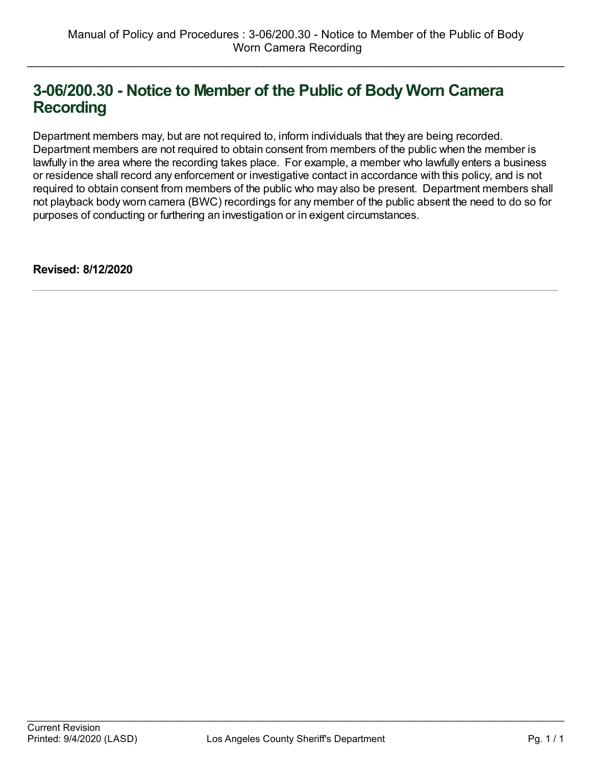# 3-06/200.30 - Notice to Member of the Public of Body Worn Camera Recording

Department members may, but are not required to, inform individuals that they are being recorded. Department members are not required to obtain consent from members of the public when the member is lawfully in the area where the recording takes place. For example, a member who lawfully enters a business or residence shall record any enforcement or investigative contact in accordance with this policy, and is not required to obtain consent from members of the public who may also be present. Department members shall not playback body worn camera (BWC) recordings for any member of the public absent the need to do so for purposes of conducting or furthering an investigation or in exigent circumstances.

**Revised: 8/12/2020**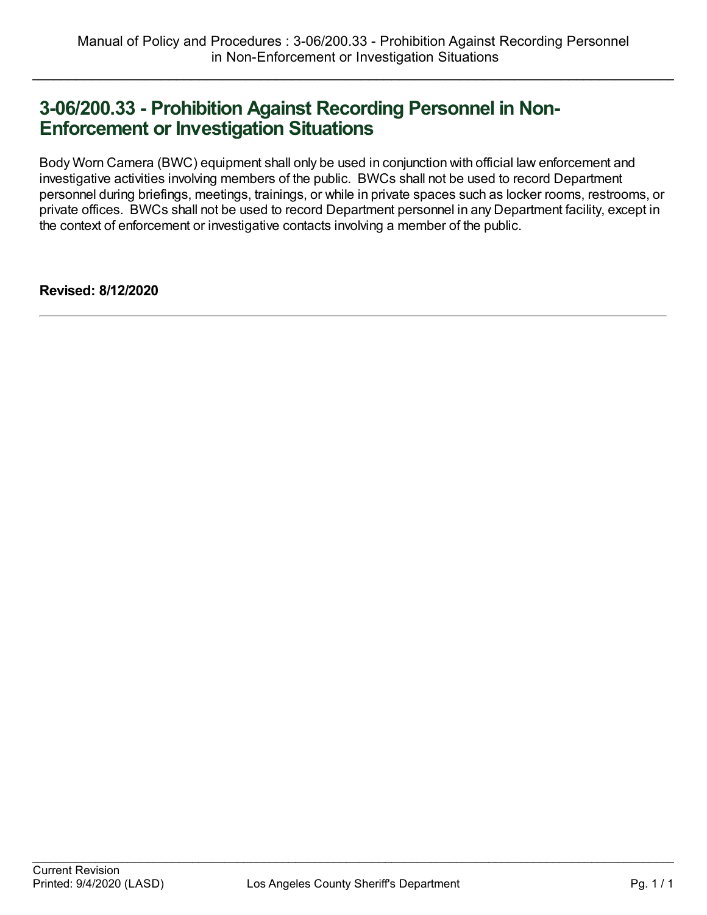# 3-06/200.33 - Prohibition Against Recording Personnel in Non-Enforcement or Investigation Situations

Body Worn Camera (BWC) equipment shall only be used in conjunction with official law enforcement and investigative activities involving members of the public. BWCs shall not be used to record Department personnel during briefings, meetings, trainings, or while in private spaces such as locker rooms, restrooms, or private offices. BWCs shall not be used to record Department personnel in any Department facility, except in the context of enforcement or investigative contacts involving a member of the public.

**Revised: 8/12/2020**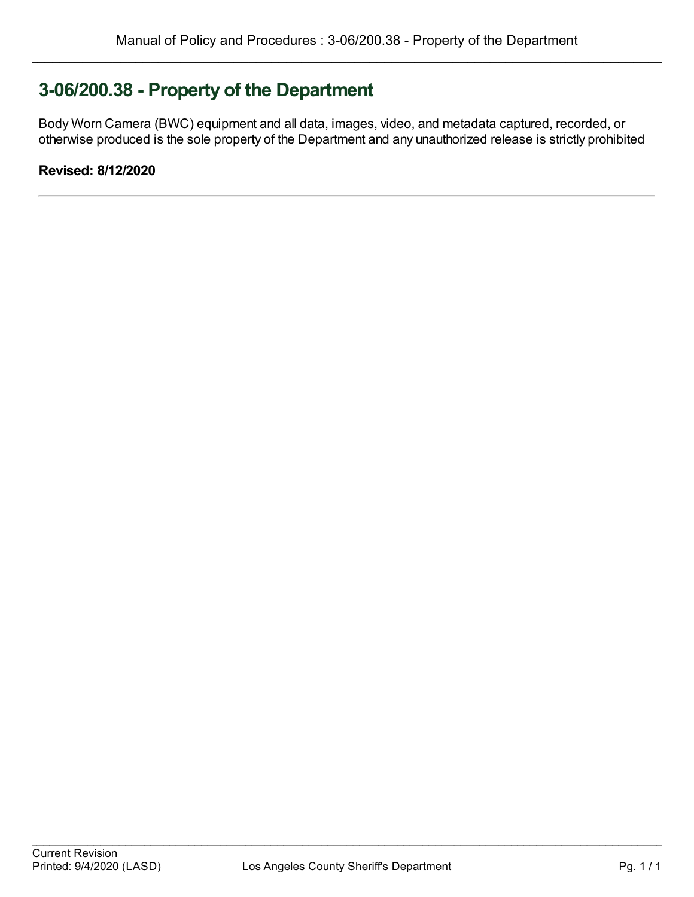# 3-06/200.38 - Property of the Department

Body Worn Camera (BWC) equipment and all data, images, video, and metadata captured, recorded, or otherwise produced is the sole property of the Department and any unauthorized release is strictly prohibited

**Revised: 8/12/2020**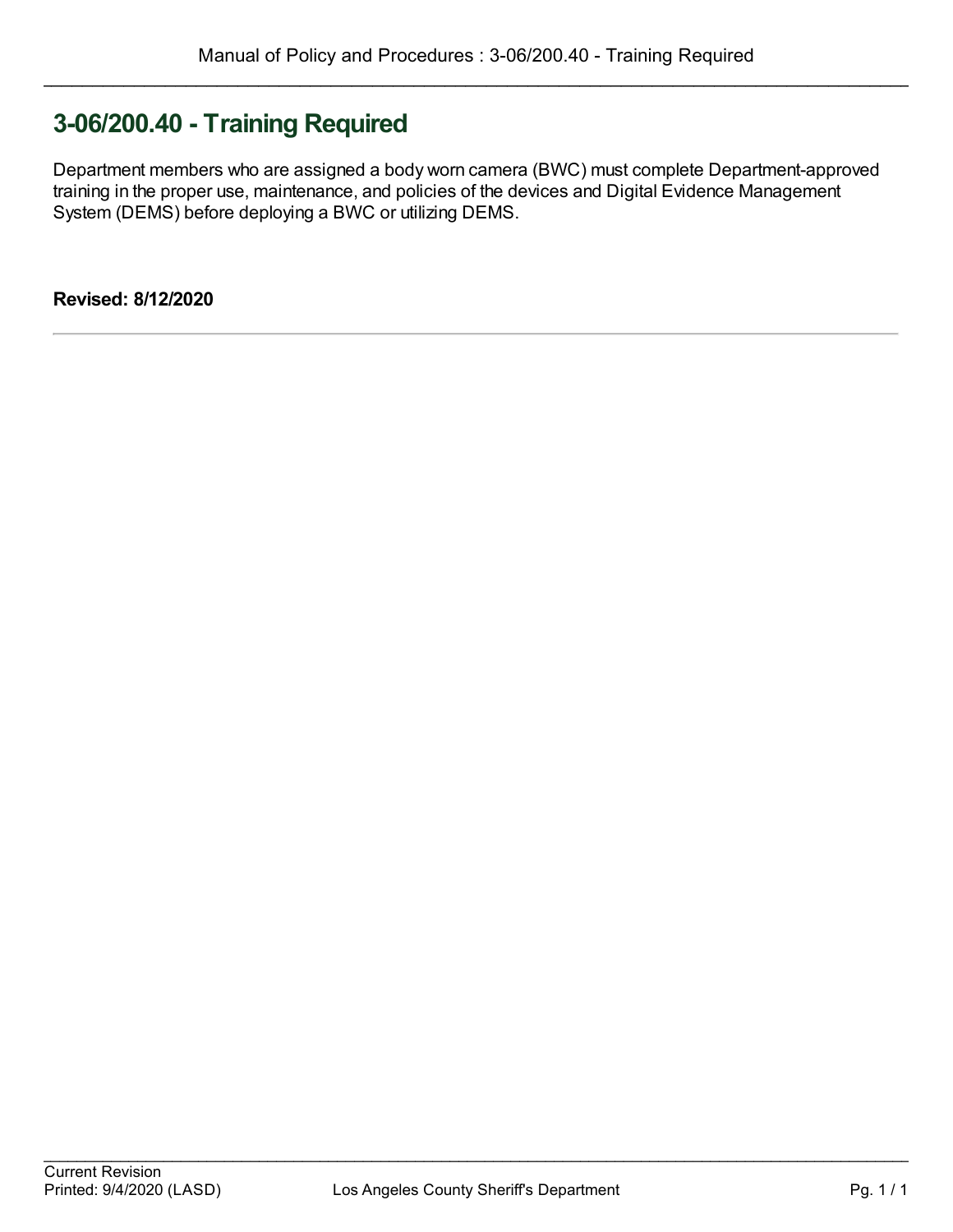# 3-06/200.40 - Training Required

Department members who are assigned a body worn camera (BWC) must complete Department-approved training in the proper use, maintenance, and policies of the devices and Digital Evidence Management System (DEMS) before deploying a BWC or utilizing DEMS.

**Revised: 8/12/2020**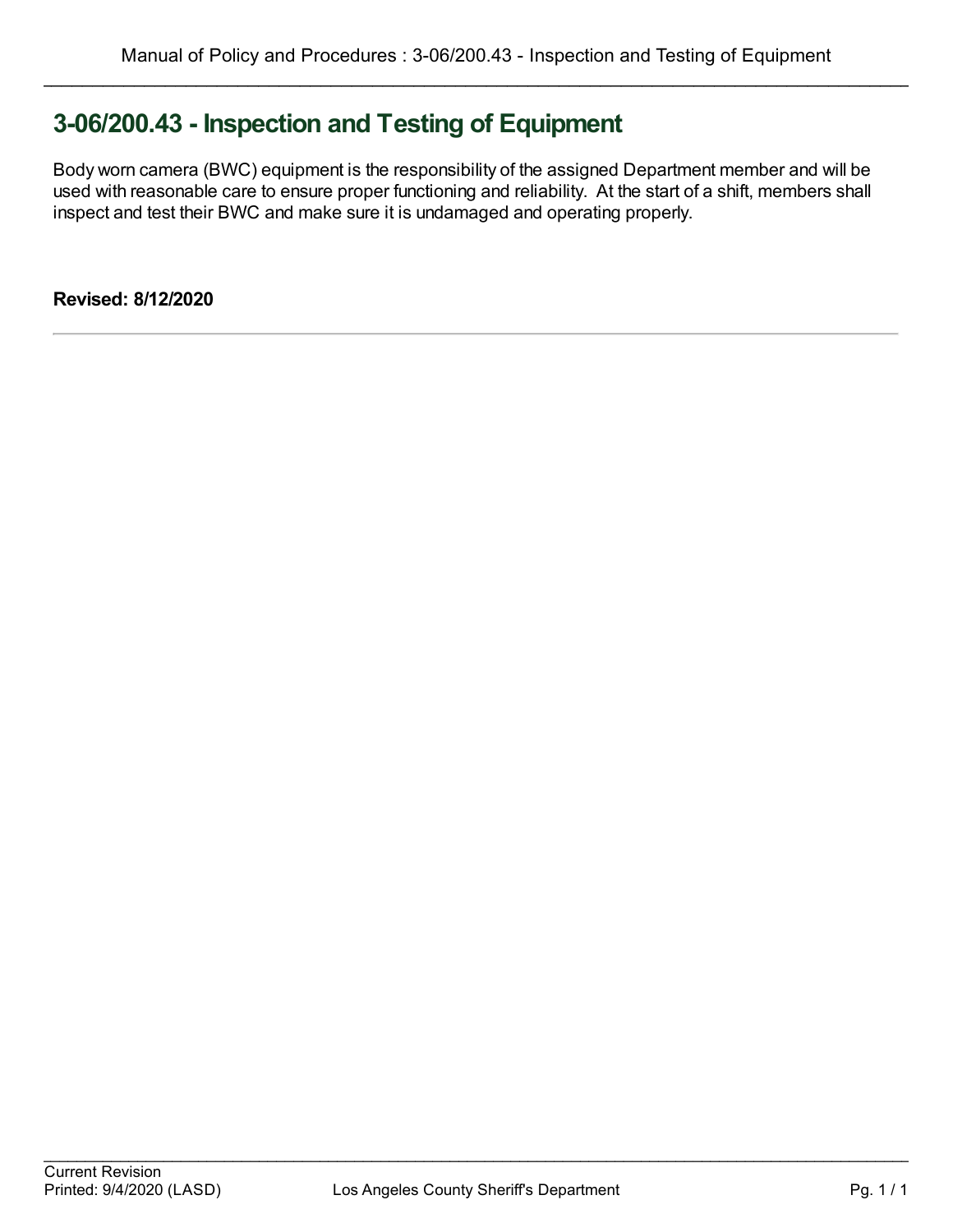# 3-06/200.43 - Inspection and Testing of Equipment

Body worn camera (BWC) equipment is the responsibility of the assigned Department member and will be used with reasonable care to ensure proper functioning and reliability. At the start of a shift, members shall inspect and test their BWC and make sure it is undamaged and operating properly.

**Revised: 8/12/2020**

---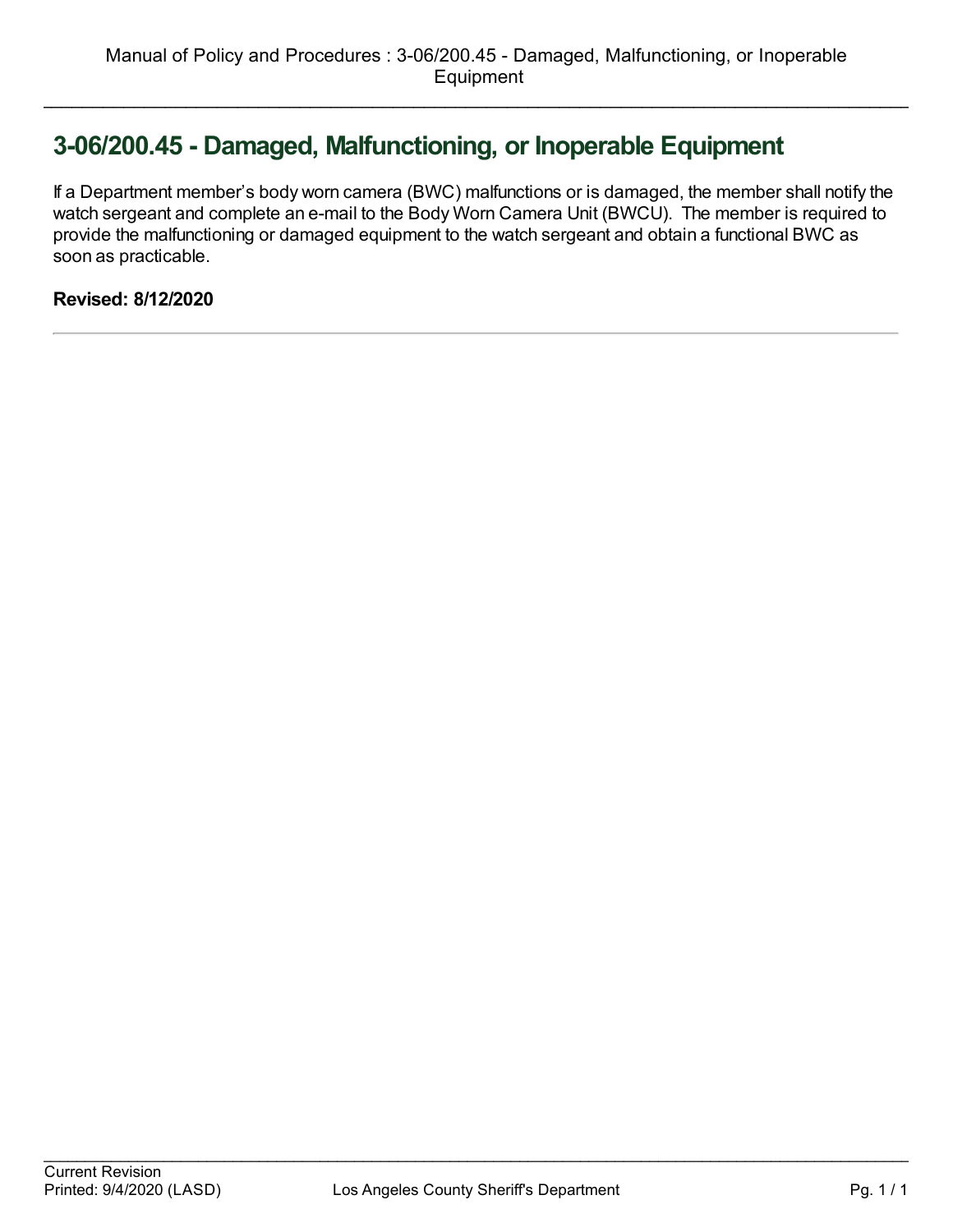# 3-06/200.45 - Damaged, Malfunctioning, or Inoperable Equipment

If a Department member's body worn camera (BWC) malfunctions or is damaged, the member shall notify the watch sergeant and complete an e-mail to the Body Worn Camera Unit (BWCU). The member is required to provide the malfunctioning or damaged equipment to the watch sergeant and obtain a functional BWC as soon as practicable.

**Revised: 8/12/2020**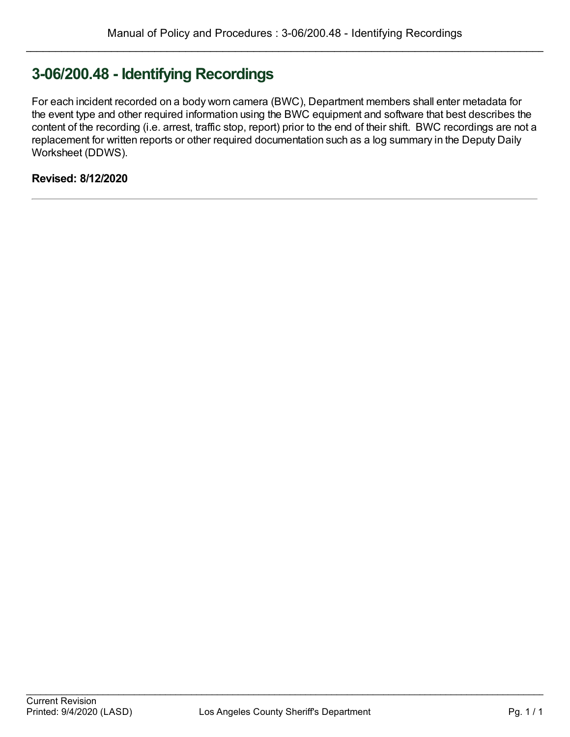# 3-06/200.48 - Identifying Recordings

For each incident recorded on a body worn camera (BWC), Department members shall enter metadata for the event type and other required information using the BWC equipment and software that best describes the content of the recording (i.e. arrest, traffic stop, report) prior to the end of their shift. BWC recordings are not a replacement for written reports or other required documentation such as a log summary in the Deputy Daily Worksheet (DDWS).

**Revised: 8/12/2020**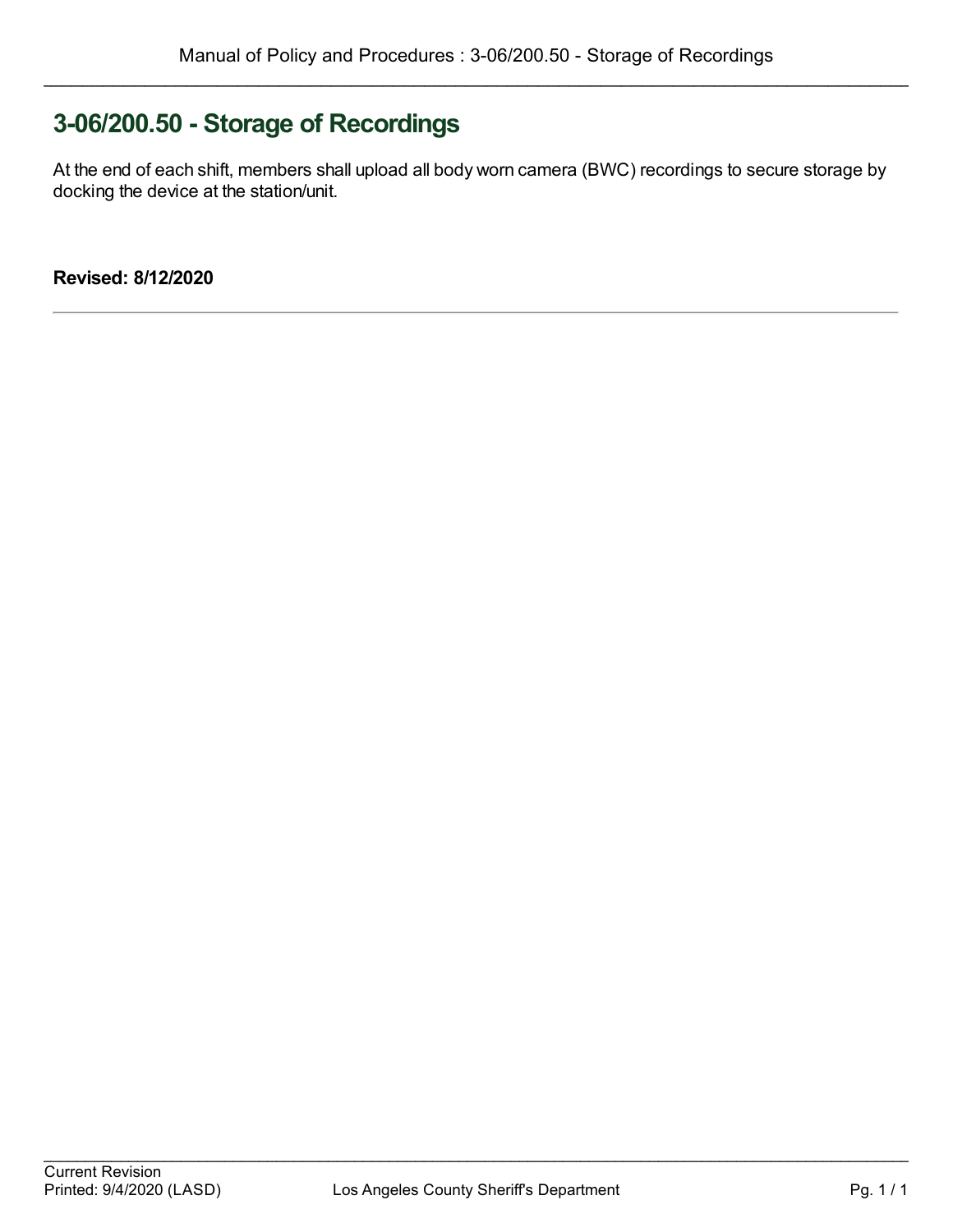# 3-06/200.50 - Storage of Recordings

At the end of each shift, members shall upload all body worn camera (BWC) recordings to secure storage by docking the device at the station/unit.

**Revised: 8/12/2020**

---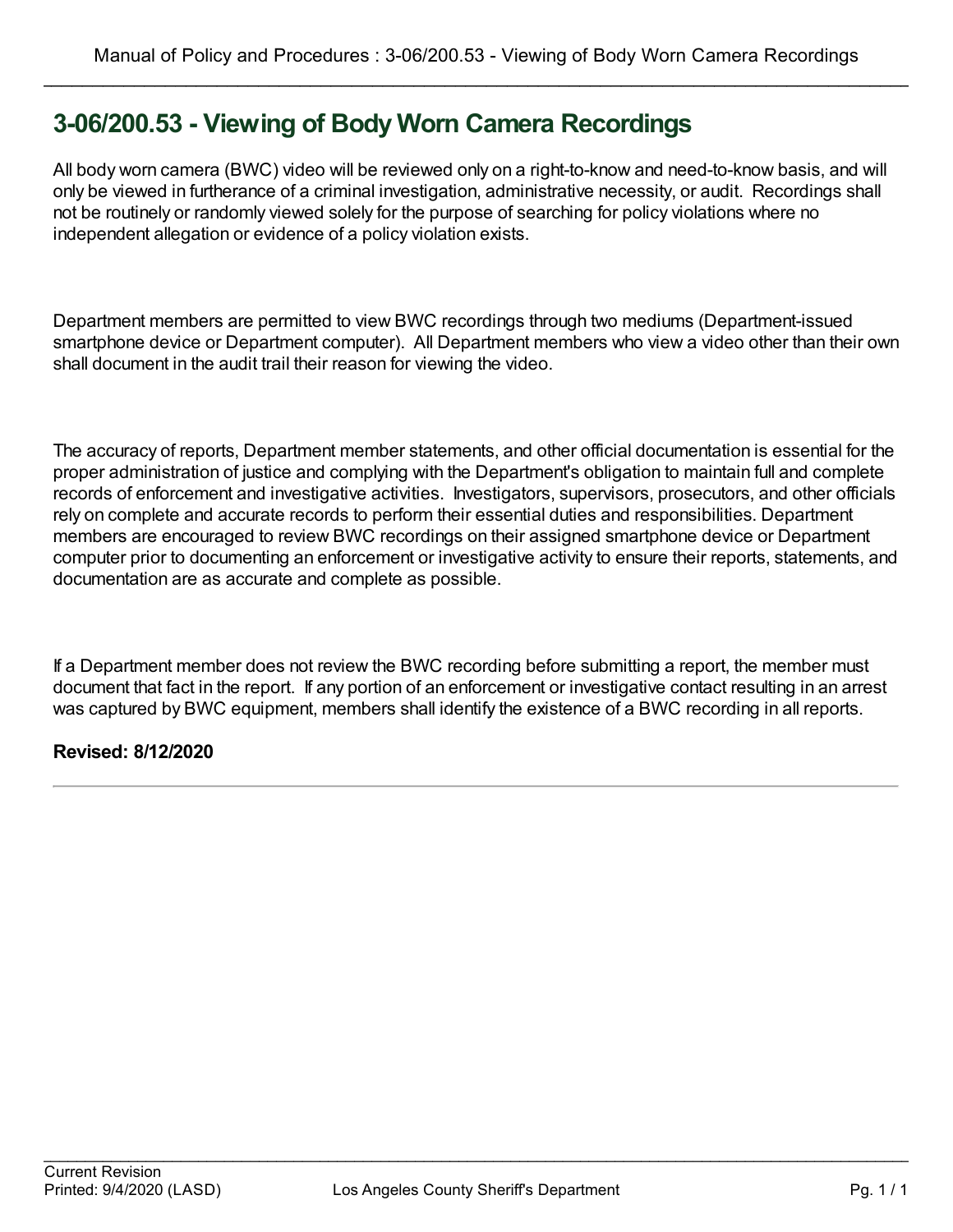# 3-06/200.53 - Viewing of Body Worn Camera Recordings

All body worn camera (BWC) video will be reviewed only on a right-to-know and need-to-know basis, and will only be viewed in furtherance of a criminal investigation, administrative necessity, or audit. Recordings shall not be routinely or randomly viewed solely for the purpose of searching for policy violations where no independent allegation or evidence of a policy violation exists.

Department members are permitted to view BWC recordings through two mediums (Department-issued smartphone device or Department computer). All Department members who view a video other than their own shall document in the audit trail their reason for viewing the video.

The accuracy of reports, Department member statements, and other official documentation is essential for the proper administration of justice and complying with the Department's obligation to maintain full and complete records of enforcement and investigative activities. Investigators, supervisors, prosecutors, and other officials rely on complete and accurate records to perform their essential duties and responsibilities. Department members are encouraged to review BWC recordings on their assigned smartphone device or Department computer prior to documenting an enforcement or investigative activity to ensure their reports, statements, and documentation are as accurate and complete as possible.

If a Department member does not review the BWC recording before submitting a report, the member must document that fact in the report. If any portion of an enforcement or investigative contact resulting in an arrest was captured by BWC equipment, members shall identify the existence of a BWC recording in all reports.

**Revised: 8/12/2020**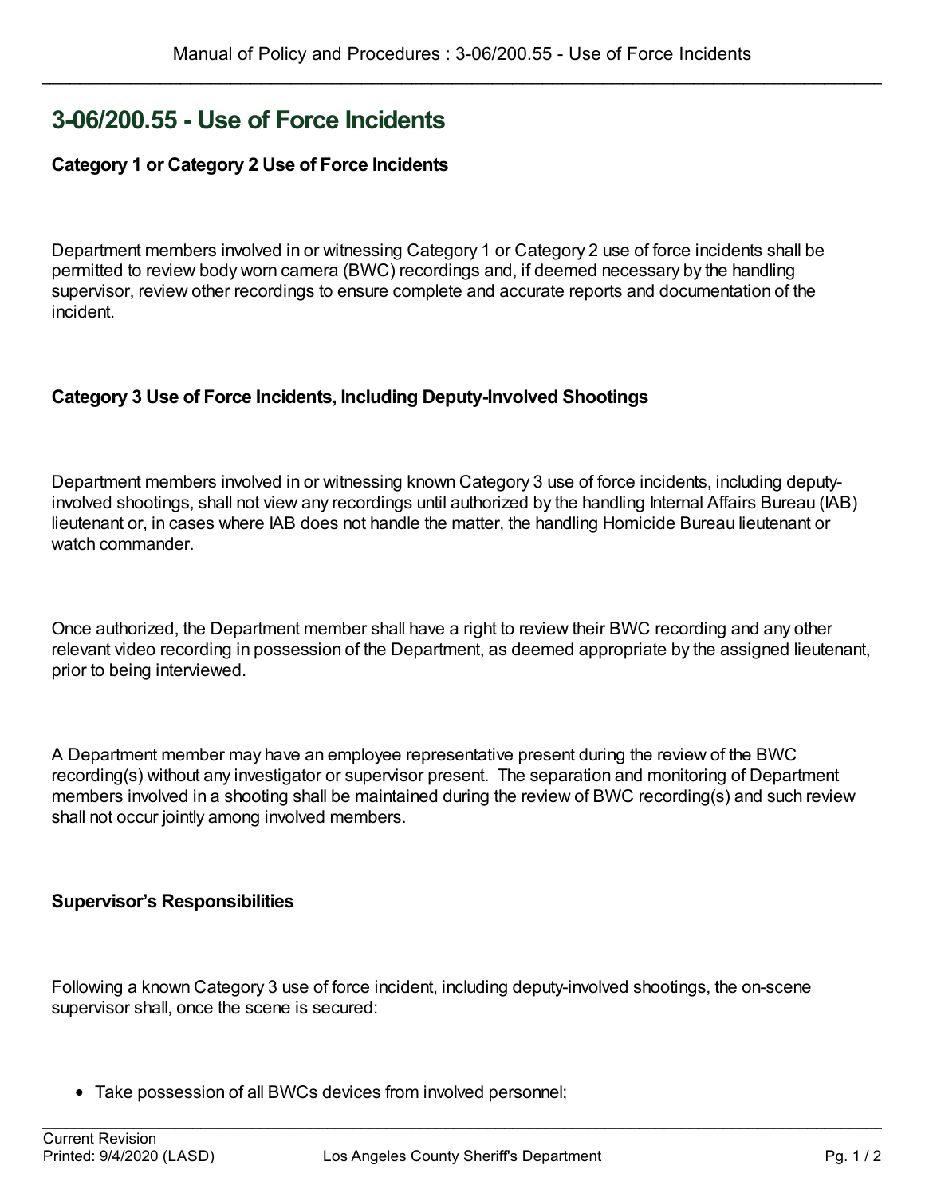# 3-06/200.55 - Use of Force Incidents

**Category 1 or Category 2 Use of Force Incidents**

Department members involved in or witnessing Category 1 or Category 2 use of force incidents shall be permitted to review body worn camera (BWC) recordings and, if deemed necessary by the handling supervisor, review other recordings to ensure complete and accurate reports and documentation of the incident.

**Category 3 Use of Force Incidents, Including Deputy-Involved Shootings**

Department members involved in or witnessing known Category 3 use of force incidents, including deputy-involved shootings, shall not view any recordings until authorized by the handling Internal Affairs Bureau (IAB) lieutenant or, in cases where IAB does not handle the matter, the handling Homicide Bureau lieutenant or watch commander.

Once authorized, the Department member shall have a right to review their BWC recording and any other relevant video recording in possession of the Department, as deemed appropriate by the assigned lieutenant, prior to being interviewed.

A Department member may have an employee representative present during the review of the BWC recording(s) without any investigator or supervisor present. The separation and monitoring of Department members involved in a shooting shall be maintained during the review of BWC recording(s) and such review shall not occur jointly among involved members.

**Supervisor's Responsibilities**

Following a known Category 3 use of force incident, including deputy-involved shootings, the on-scene supervisor shall, once the scene is secured:

- Take possession of all BWCs devices from involved personnel;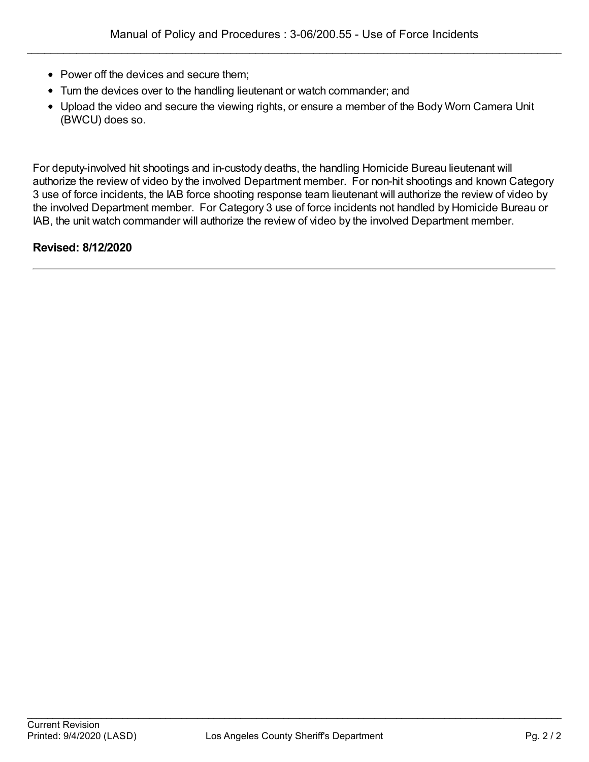- Power off the devices and secure them;
- Turn the devices over to the handling lieutenant or watch commander; and
- Upload the video and secure the viewing rights, or ensure a member of the Body Worn Camera Unit (BWCU) does so.

For deputy-involved hit shootings and in-custody deaths, the handling Homicide Bureau lieutenant will authorize the review of video by the involved Department member. For non-hit shootings and known Category 3 use of force incidents, the IAB force shooting response team lieutenant will authorize the review of video by the involved Department member. For Category 3 use of force incidents not handled by Homicide Bureau or IAB, the unit watch commander will authorize the review of video by the involved Department member.

**Revised: 8/12/2020**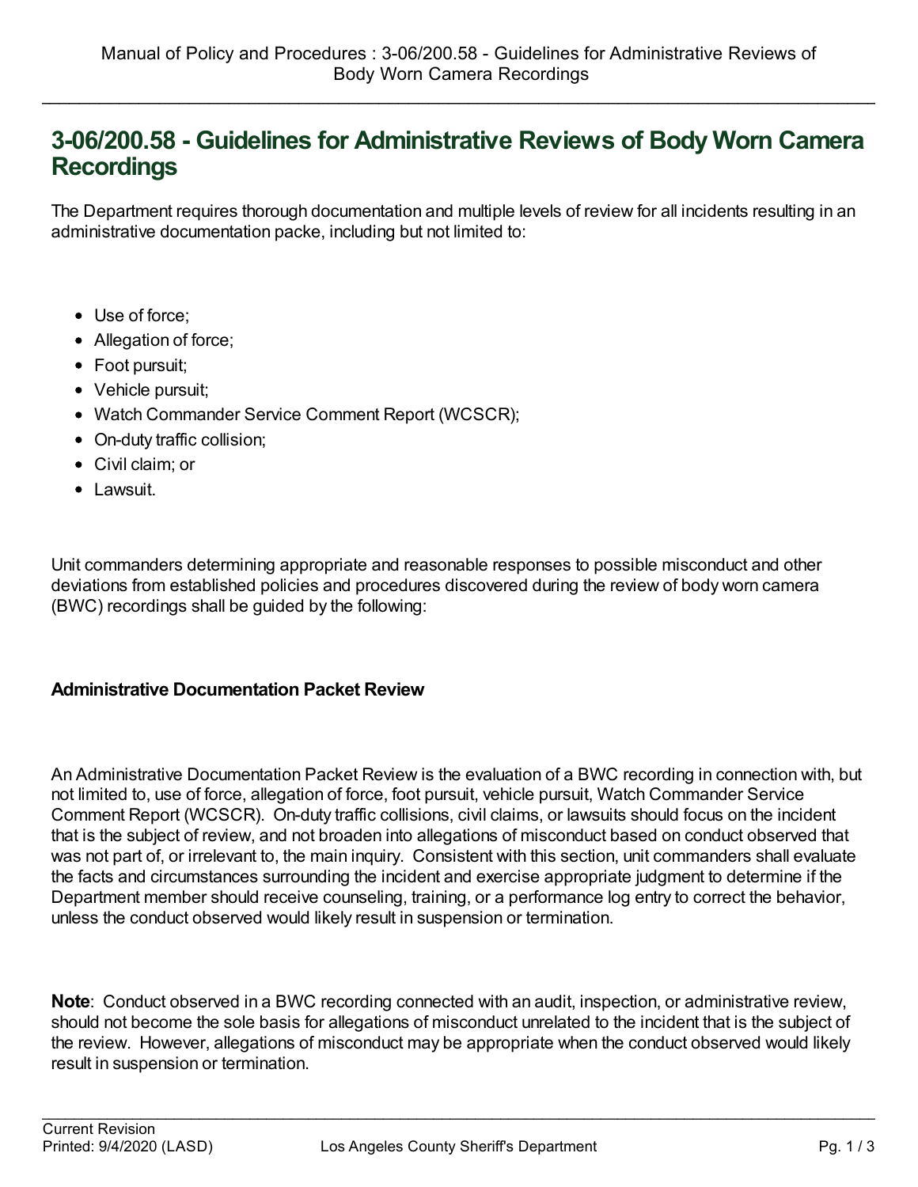# 3-06/200.58 - Guidelines for Administrative Reviews of Body Worn Camera Recordings

The Department requires thorough documentation and multiple levels of review for all incidents resulting in an administrative documentation packe, including but not limited to:

- Use of force;
- Allegation of force;
- Foot pursuit;
- Vehicle pursuit;
- Watch Commander Service Comment Report (WCSCR);
- On-duty traffic collision;
- Civil claim; or
- Lawsuit.

Unit commanders determining appropriate and reasonable responses to possible misconduct and other deviations from established policies and procedures discovered during the review of body worn camera (BWC) recordings shall be guided by the following:

### Administrative Documentation Packet Review

An Administrative Documentation Packet Review is the evaluation of a BWC recording in connection with, but not limited to, use of force, allegation of force, foot pursuit, vehicle pursuit, Watch Commander Service Comment Report (WCSCR). On-duty traffic collisions, civil claims, or lawsuits should focus on the incident that is the subject of review, and not broaden into allegations of misconduct based on conduct observed that was not part of, or irrelevant to, the main inquiry. Consistent with this section, unit commanders shall evaluate the facts and circumstances surrounding the incident and exercise appropriate judgment to determine if the Department member should receive counseling, training, or a performance log entry to correct the behavior, unless the conduct observed would likely result in suspension or termination.

**Note**: Conduct observed in a BWC recording connected with an audit, inspection, or administrative review, should not become the sole basis for allegations of misconduct unrelated to the incident that is the subject of the review. However, allegations of misconduct may be appropriate when the conduct observed would likely result in suspension or termination.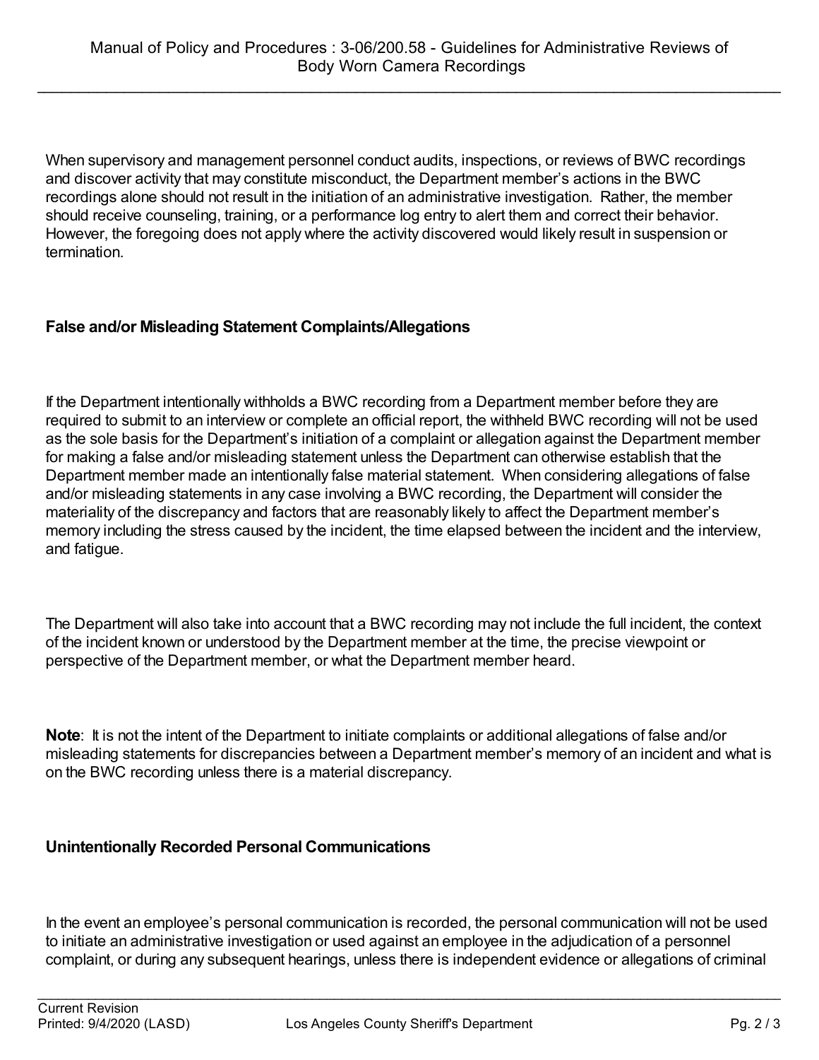When supervisory and management personnel conduct audits, inspections, or reviews of BWC recordings and discover activity that may constitute misconduct, the Department member's actions in the BWC recordings alone should not result in the initiation of an administrative investigation. Rather, the member should receive counseling, training, or a performance log entry to alert them and correct their behavior. However, the foregoing does not apply where the activity discovered would likely result in suspension or termination.

### False and/or Misleading Statement Complaints/Allegations

If the Department intentionally withholds a BWC recording from a Department member before they are required to submit to an interview or complete an official report, the withheld BWC recording will not be used as the sole basis for the Department's initiation of a complaint or allegation against the Department member for making a false and/or misleading statement unless the Department can otherwise establish that the Department member made an intentionally false material statement. When considering allegations of false and/or misleading statements in any case involving a BWC recording, the Department will consider the materiality of the discrepancy and factors that are reasonably likely to affect the Department member's memory including the stress caused by the incident, the time elapsed between the incident and the interview, and fatigue.

The Department will also take into account that a BWC recording may not include the full incident, the context of the incident known or understood by the Department member at the time, the precise viewpoint or perspective of the Department member, or what the Department member heard.

**Note**: It is not the intent of the Department to initiate complaints or additional allegations of false and/or misleading statements for discrepancies between a Department member's memory of an incident and what is on the BWC recording unless there is a material discrepancy.

### Unintentionally Recorded Personal Communications

In the event an employee's personal communication is recorded, the personal communication will not be used to initiate an administrative investigation or used against an employee in the adjudication of a personnel complaint, or during any subsequent hearings, unless there is independent evidence or allegations of criminal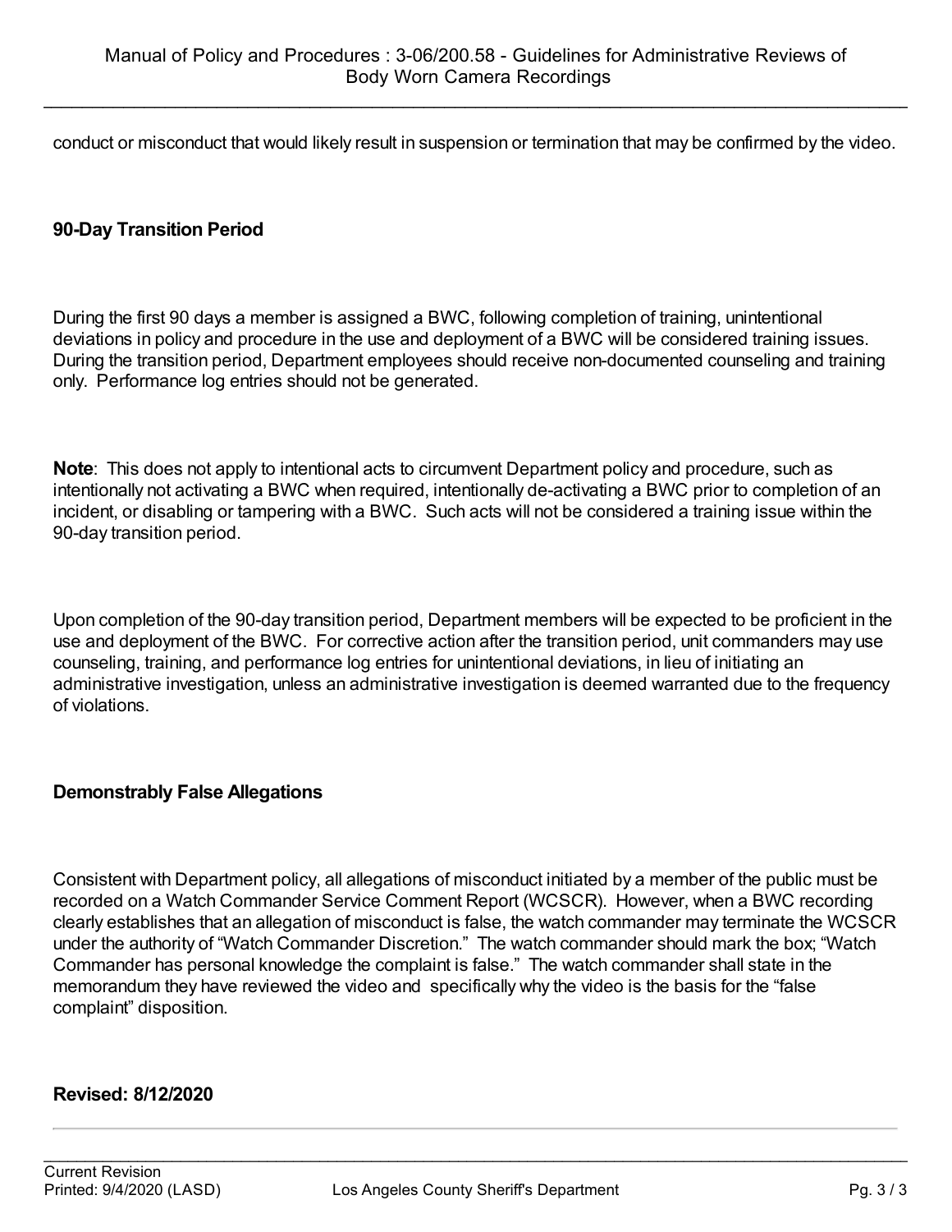conduct or misconduct that would likely result in suspension or termination that may be confirmed by the video.

### 90-Day Transition Period

During the first 90 days a member is assigned a BWC, following completion of training, unintentional deviations in policy and procedure in the use and deployment of a BWC will be considered training issues. During the transition period, Department employees should receive non-documented counseling and training only. Performance log entries should not be generated.

**Note**: This does not apply to intentional acts to circumvent Department policy and procedure, such as intentionally not activating a BWC when required, intentionally de-activating a BWC prior to completion of an incident, or disabling or tampering with a BWC. Such acts will not be considered a training issue within the 90-day transition period.

Upon completion of the 90-day transition period, Department members will be expected to be proficient in the use and deployment of the BWC. For corrective action after the transition period, unit commanders may use counseling, training, and performance log entries for unintentional deviations, in lieu of initiating an administrative investigation, unless an administrative investigation is deemed warranted due to the frequency of violations.

### Demonstrably False Allegations

Consistent with Department policy, all allegations of misconduct initiated by a member of the public must be recorded on a Watch Commander Service Comment Report (WCSCR). However, when a BWC recording clearly establishes that an allegation of misconduct is false, the watch commander may terminate the WCSCR under the authority of "Watch Commander Discretion." The watch commander should mark the box; "Watch Commander has personal knowledge the complaint is false." The watch commander shall state in the memorandum they have reviewed the video and specifically why the video is the basis for the "false complaint" disposition.

**Revised: 8/12/2020**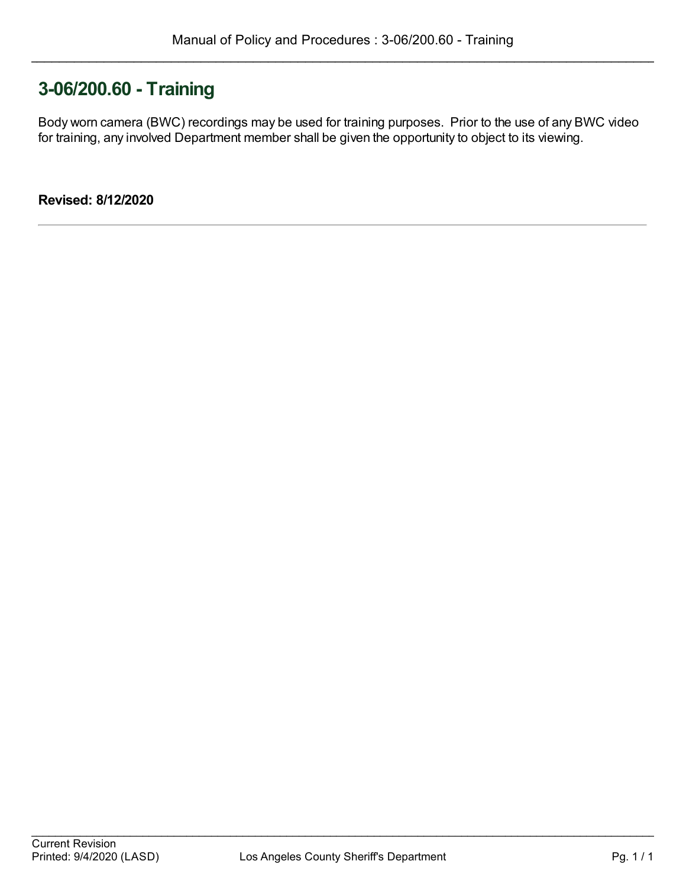# 3-06/200.60 - Training

Body worn camera (BWC) recordings may be used for training purposes. Prior to the use of any BWC video for training, any involved Department member shall be given the opportunity to object to its viewing.

**Revised: 8/12/2020**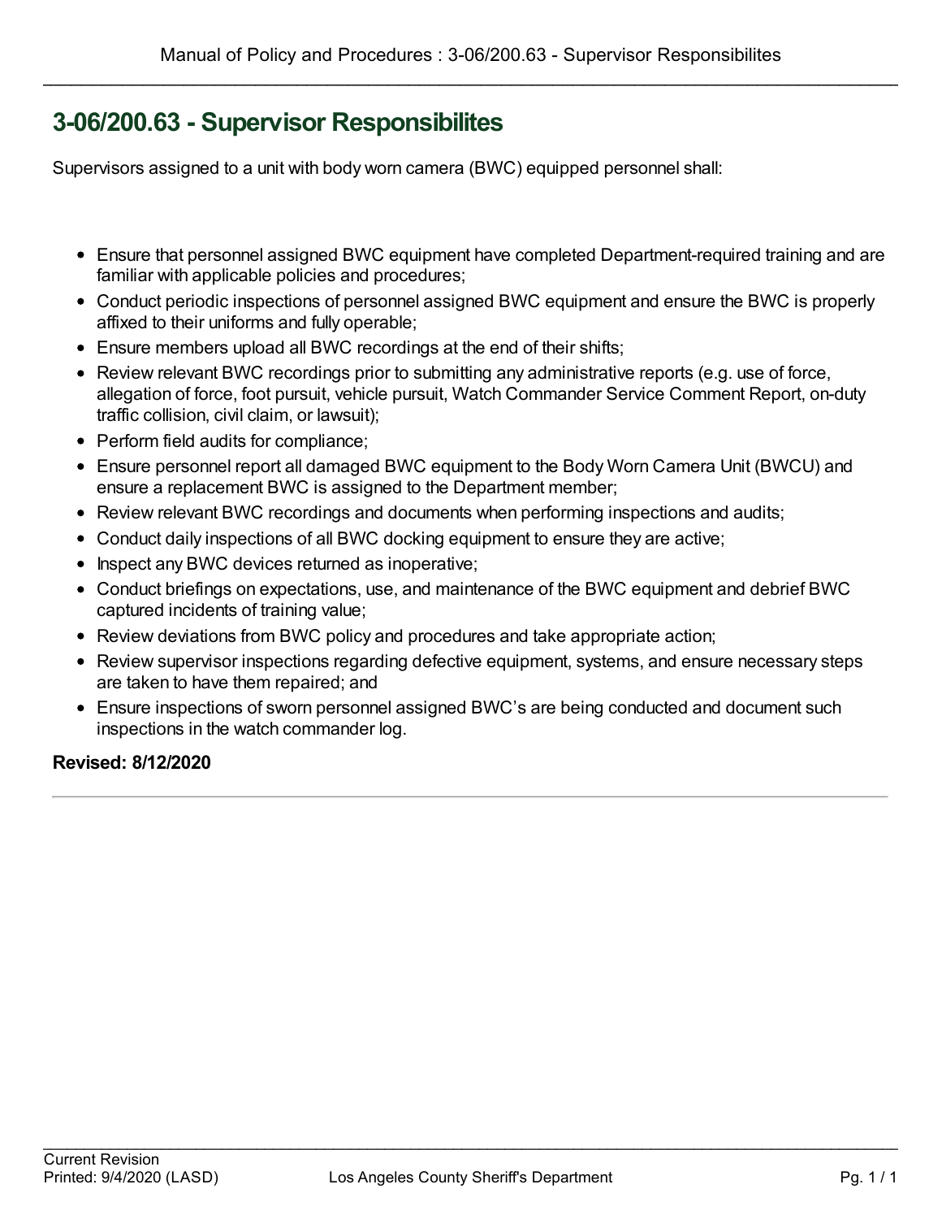# 3-06/200.63 - Supervisor Responsibilites

Supervisors assigned to a unit with body worn camera (BWC) equipped personnel shall:

- Ensure that personnel assigned BWC equipment have completed Department-required training and are familiar with applicable policies and procedures;
- Conduct periodic inspections of personnel assigned BWC equipment and ensure the BWC is properly affixed to their uniforms and fully operable;
- Ensure members upload all BWC recordings at the end of their shifts;
- Review relevant BWC recordings prior to submitting any administrative reports (e.g. use of force, allegation of force, foot pursuit, vehicle pursuit, Watch Commander Service Comment Report, on-duty traffic collision, civil claim, or lawsuit);
- Perform field audits for compliance;
- Ensure personnel report all damaged BWC equipment to the Body Worn Camera Unit (BWCU) and ensure a replacement BWC is assigned to the Department member;
- Review relevant BWC recordings and documents when performing inspections and audits;
- Conduct daily inspections of all BWC docking equipment to ensure they are active;
- Inspect any BWC devices returned as inoperative;
- Conduct briefings on expectations, use, and maintenance of the BWC equipment and debrief BWC captured incidents of training value;
- Review deviations from BWC policy and procedures and take appropriate action;
- Review supervisor inspections regarding defective equipment, systems, and ensure necessary steps are taken to have them repaired; and
- Ensure inspections of sworn personnel assigned BWC's are being conducted and document such inspections in the watch commander log.

**Revised: 8/12/2020**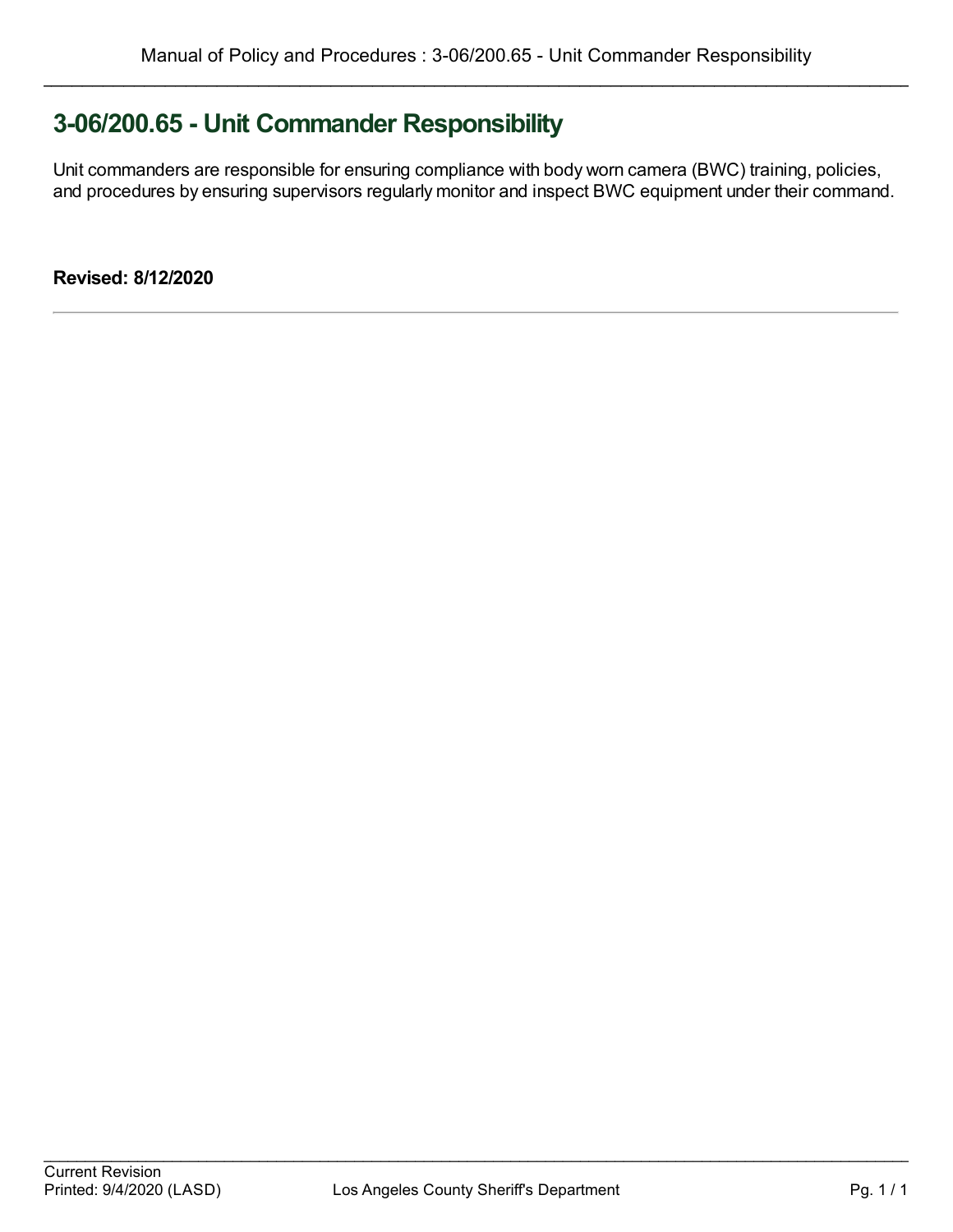# 3-06/200.65 - Unit Commander Responsibility

Unit commanders are responsible for ensuring compliance with body worn camera (BWC) training, policies, and procedures by ensuring supervisors regularly monitor and inspect BWC equipment under their command.

**Revised: 8/12/2020**

---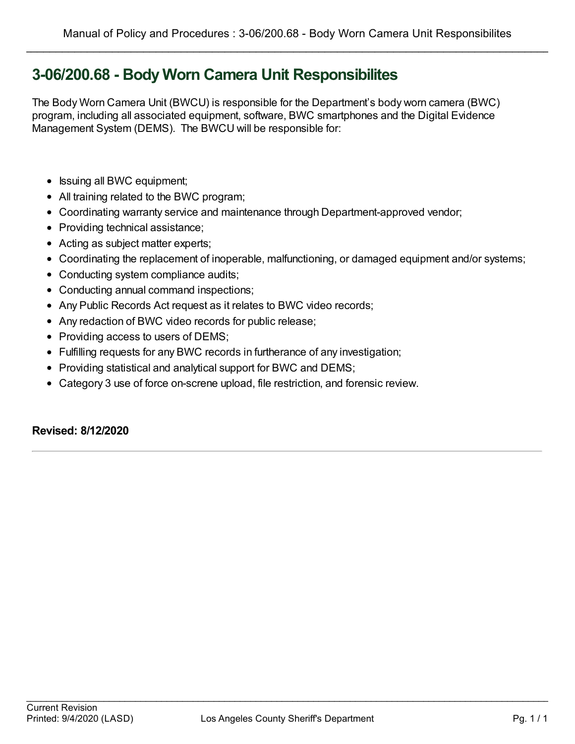# 3-06/200.68 - Body Worn Camera Unit Responsibilites

The Body Worn Camera Unit (BWCU) is responsible for the Department's body worn camera (BWC) program, including all associated equipment, software, BWC smartphones and the Digital Evidence Management System (DEMS). The BWCU will be responsible for:

- Issuing all BWC equipment;
- All training related to the BWC program;
- Coordinating warranty service and maintenance through Department-approved vendor;
- Providing technical assistance;
- Acting as subject matter experts;
- Coordinating the replacement of inoperable, malfunctioning, or damaged equipment and/or systems;
- Conducting system compliance audits;
- Conducting annual command inspections;
- Any Public Records Act request as it relates to BWC video records;
- Any redaction of BWC video records for public release;
- Providing access to users of DEMS;
- Fulfilling requests for any BWC records in furtherance of any investigation;
- Providing statistical and analytical support for BWC and DEMS;
- Category 3 use of force on-screne upload, file restriction, and forensic review.

**Revised: 8/12/2020**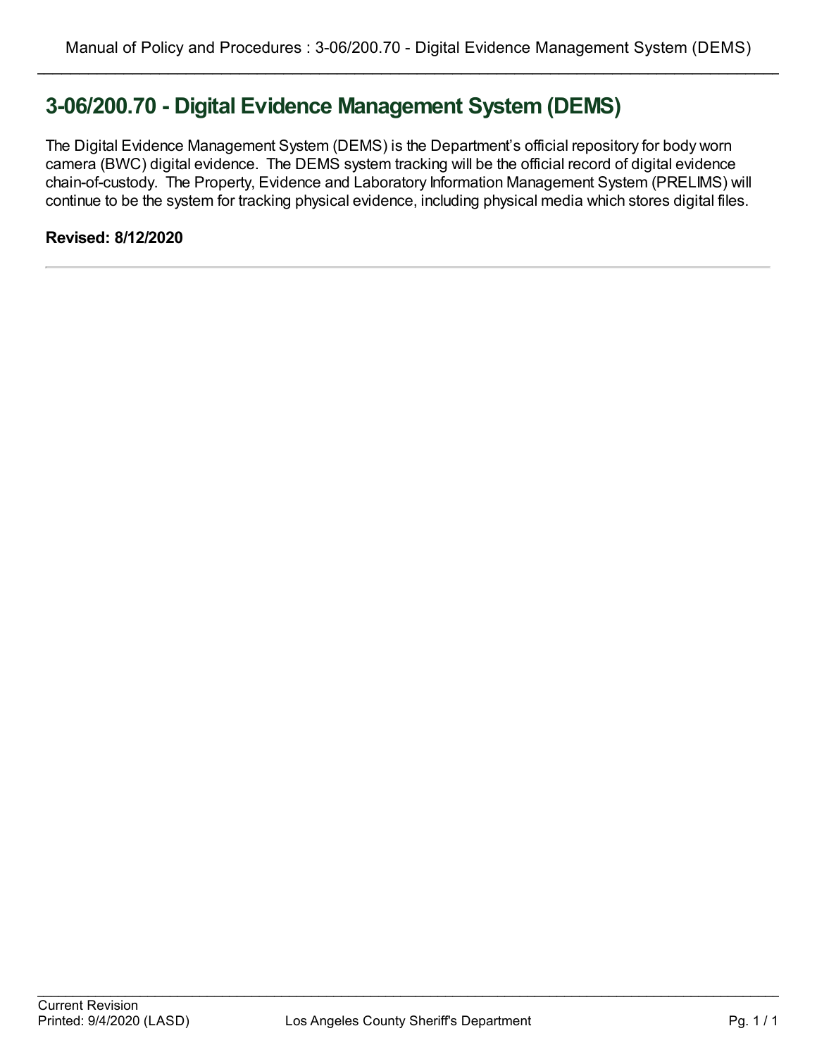# 3-06/200.70 - Digital Evidence Management System (DEMS)

The Digital Evidence Management System (DEMS) is the Department's official repository for body worn camera (BWC) digital evidence. The DEMS system tracking will be the official record of digital evidence chain-of-custody. The Property, Evidence and Laboratory Information Management System (PRELIMS) will continue to be the system for tracking physical evidence, including physical media which stores digital files.

**Revised: 8/12/2020**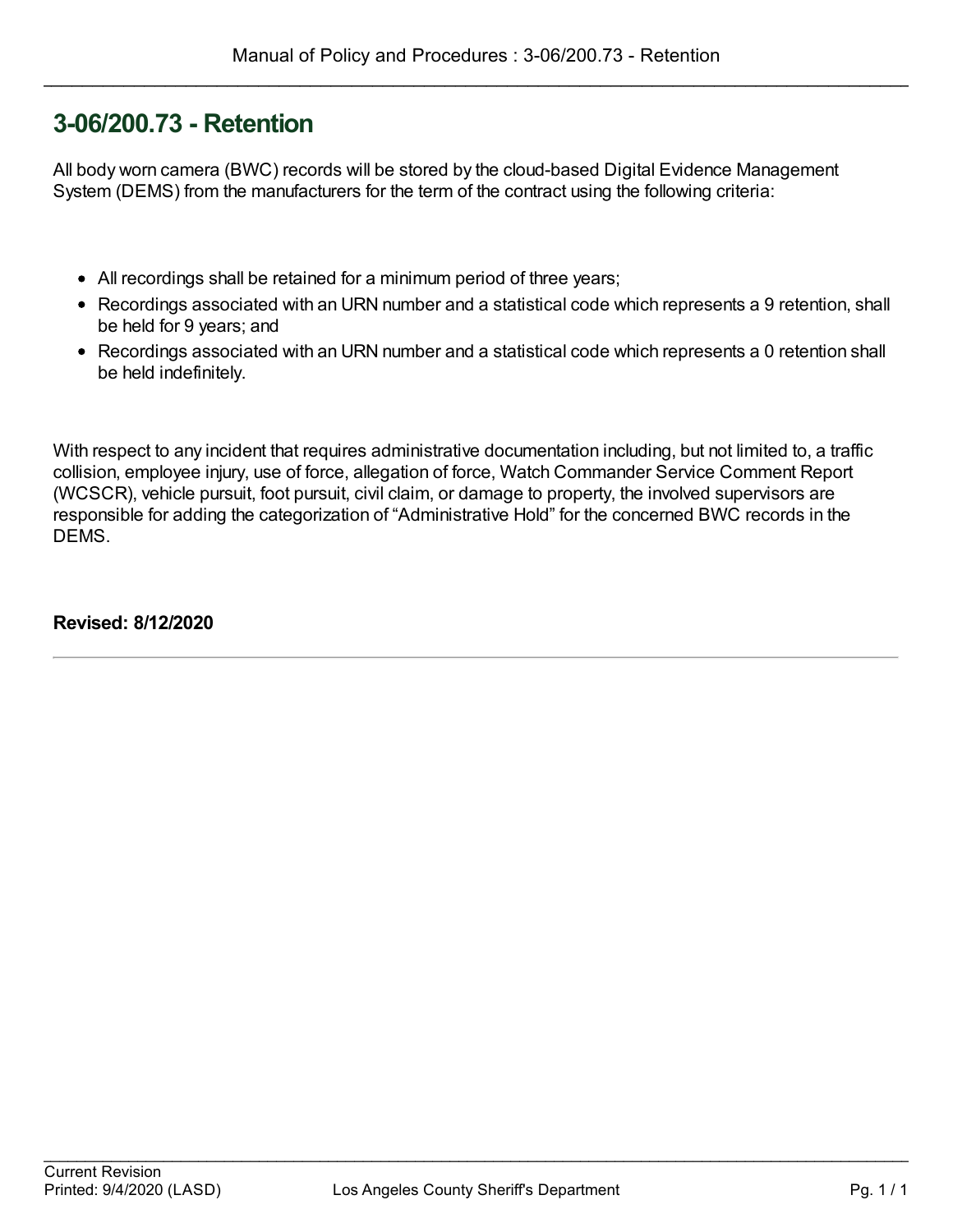# 3-06/200.73 - Retention

All body worn camera (BWC) records will be stored by the cloud-based Digital Evidence Management System (DEMS) from the manufacturers for the term of the contract using the following criteria:

- All recordings shall be retained for a minimum period of three years;
- Recordings associated with an URN number and a statistical code which represents a 9 retention, shall be held for 9 years; and
- Recordings associated with an URN number and a statistical code which represents a 0 retention shall be held indefinitely.

With respect to any incident that requires administrative documentation including, but not limited to, a traffic collision, employee injury, use of force, allegation of force, Watch Commander Service Comment Report (WCSCR), vehicle pursuit, foot pursuit, civil claim, or damage to property, the involved supervisors are responsible for adding the categorization of "Administrative Hold" for the concerned BWC records in the DEMS.

**Revised: 8/12/2020**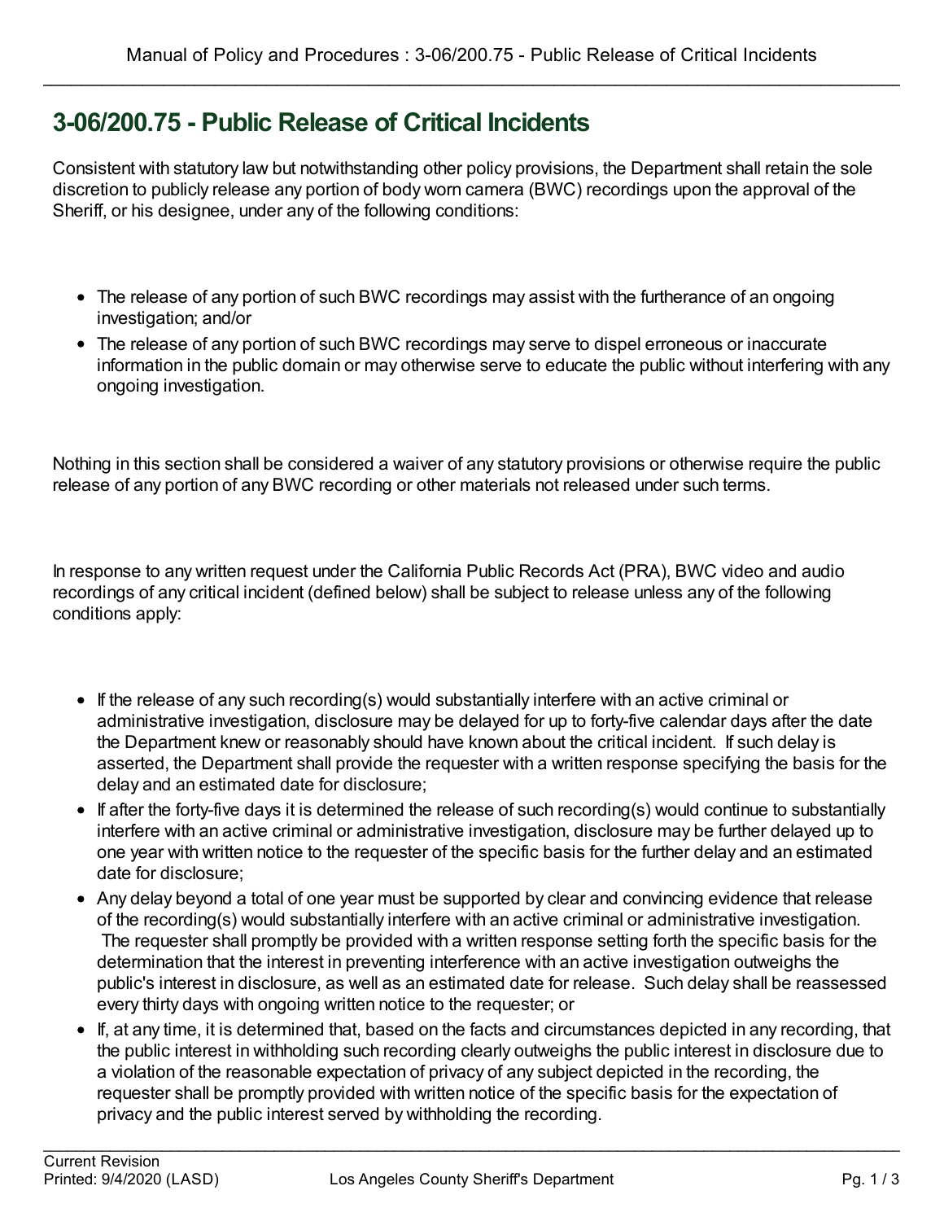# 3-06/200.75 - Public Release of Critical Incidents

Consistent with statutory law but notwithstanding other policy provisions, the Department shall retain the sole discretion to publicly release any portion of body worn camera (BWC) recordings upon the approval of the Sheriff, or his designee, under any of the following conditions:

- The release of any portion of such BWC recordings may assist with the furtherance of an ongoing investigation; and/or
- The release of any portion of such BWC recordings may serve to dispel erroneous or inaccurate information in the public domain or may otherwise serve to educate the public without interfering with any ongoing investigation.

Nothing in this section shall be considered a waiver of any statutory provisions or otherwise require the public release of any portion of any BWC recording or other materials not released under such terms.

In response to any written request under the California Public Records Act (PRA), BWC video and audio recordings of any critical incident (defined below) shall be subject to release unless any of the following conditions apply:

- If the release of any such recording(s) would substantially interfere with an active criminal or administrative investigation, disclosure may be delayed for up to forty-five calendar days after the date the Department knew or reasonably should have known about the critical incident. If such delay is asserted, the Department shall provide the requester with a written response specifying the basis for the delay and an estimated date for disclosure;
- If after the forty-five days it is determined the release of such recording(s) would continue to substantially interfere with an active criminal or administrative investigation, disclosure may be further delayed up to one year with written notice to the requester of the specific basis for the further delay and an estimated date for disclosure;
- Any delay beyond a total of one year must be supported by clear and convincing evidence that release of the recording(s) would substantially interfere with an active criminal or administrative investigation. The requester shall promptly be provided with a written response setting forth the specific basis for the determination that the interest in preventing interference with an active investigation outweighs the public's interest in disclosure, as well as an estimated date for release. Such delay shall be reassessed every thirty days with ongoing written notice to the requester; or
- If, at any time, it is determined that, based on the facts and circumstances depicted in any recording, that the public interest in withholding such recording clearly outweighs the public interest in disclosure due to a violation of the reasonable expectation of privacy of any subject depicted in the recording, the requester shall be promptly provided with written notice of the specific basis for the expectation of privacy and the public interest served by withholding the recording.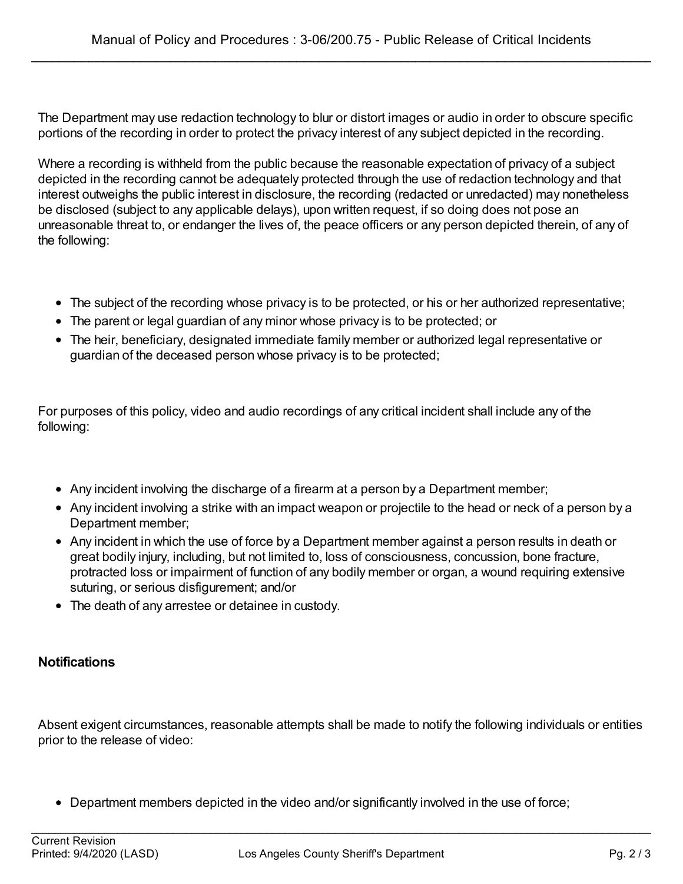The Department may use redaction technology to blur or distort images or audio in order to obscure specific portions of the recording in order to protect the privacy interest of any subject depicted in the recording.

Where a recording is withheld from the public because the reasonable expectation of privacy of a subject depicted in the recording cannot be adequately protected through the use of redaction technology and that interest outweighs the public interest in disclosure, the recording (redacted or unredacted) may nonetheless be disclosed (subject to any applicable delays), upon written request, if so doing does not pose an unreasonable threat to, or endanger the lives of, the peace officers or any person depicted therein, of any of the following:

- The subject of the recording whose privacy is to be protected, or his or her authorized representative;
- The parent or legal guardian of any minor whose privacy is to be protected; or
- The heir, beneficiary, designated immediate family member or authorized legal representative or guardian of the deceased person whose privacy is to be protected;

For purposes of this policy, video and audio recordings of any critical incident shall include any of the following:

- Any incident involving the discharge of a firearm at a person by a Department member;
- Any incident involving a strike with an impact weapon or projectile to the head or neck of a person by a Department member;
- Any incident in which the use of force by a Department member against a person results in death or great bodily injury, including, but not limited to, loss of consciousness, concussion, bone fracture, protracted loss or impairment of function of any bodily member or organ, a wound requiring extensive suturing, or serious disfigurement; and/or
- The death of any arrestee or detainee in custody.

**Notifications**

Absent exigent circumstances, reasonable attempts shall be made to notify the following individuals or entities prior to the release of video:

- Department members depicted in the video and/or significantly involved in the use of force;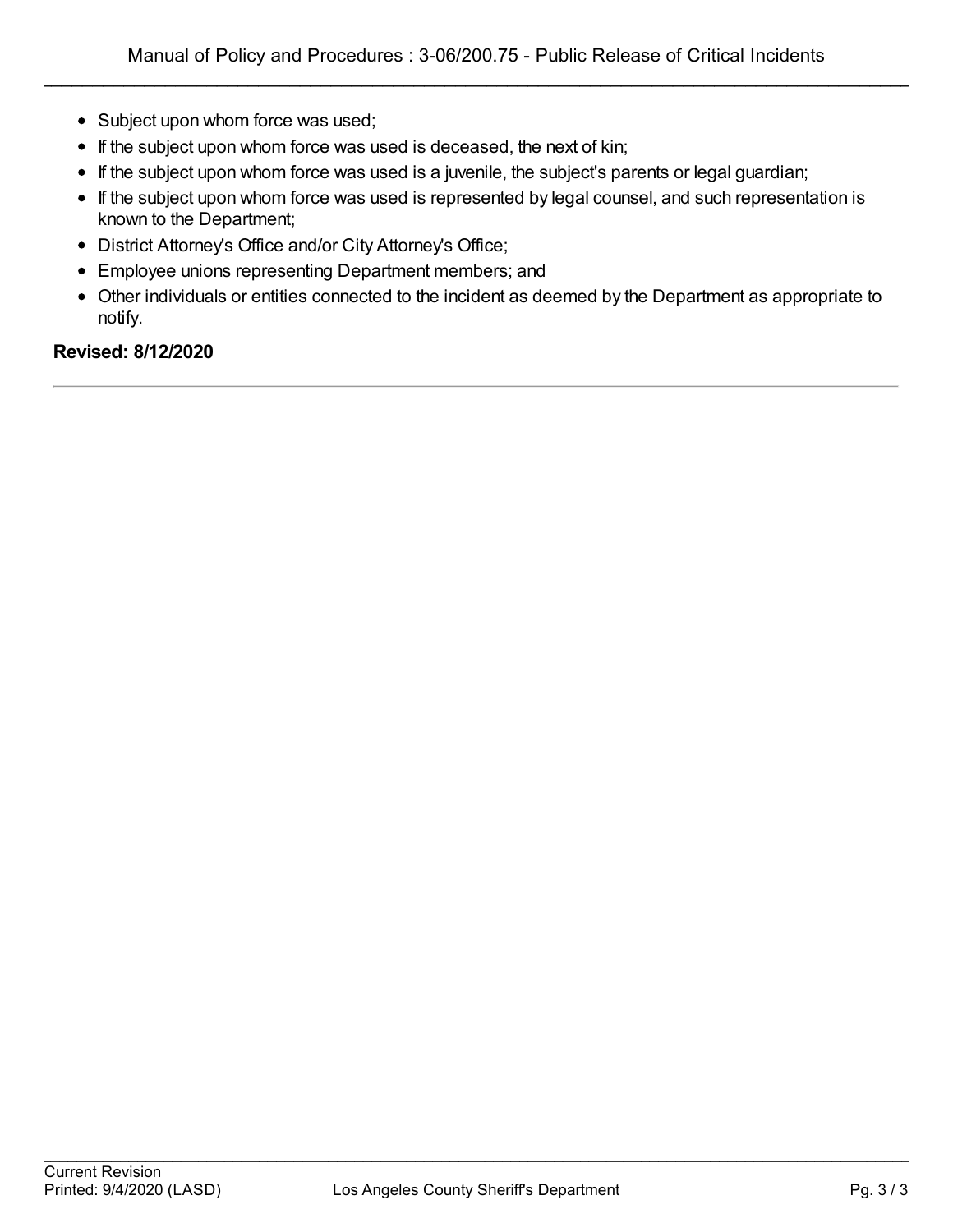- Subject upon whom force was used;
- If the subject upon whom force was used is deceased, the next of kin;
- If the subject upon whom force was used is a juvenile, the subject's parents or legal guardian;
- If the subject upon whom force was used is represented by legal counsel, and such representation is known to the Department;
- District Attorney's Office and/or City Attorney's Office;
- Employee unions representing Department members; and
- Other individuals or entities connected to the incident as deemed by the Department as appropriate to notify.

**Revised: 8/12/2020**